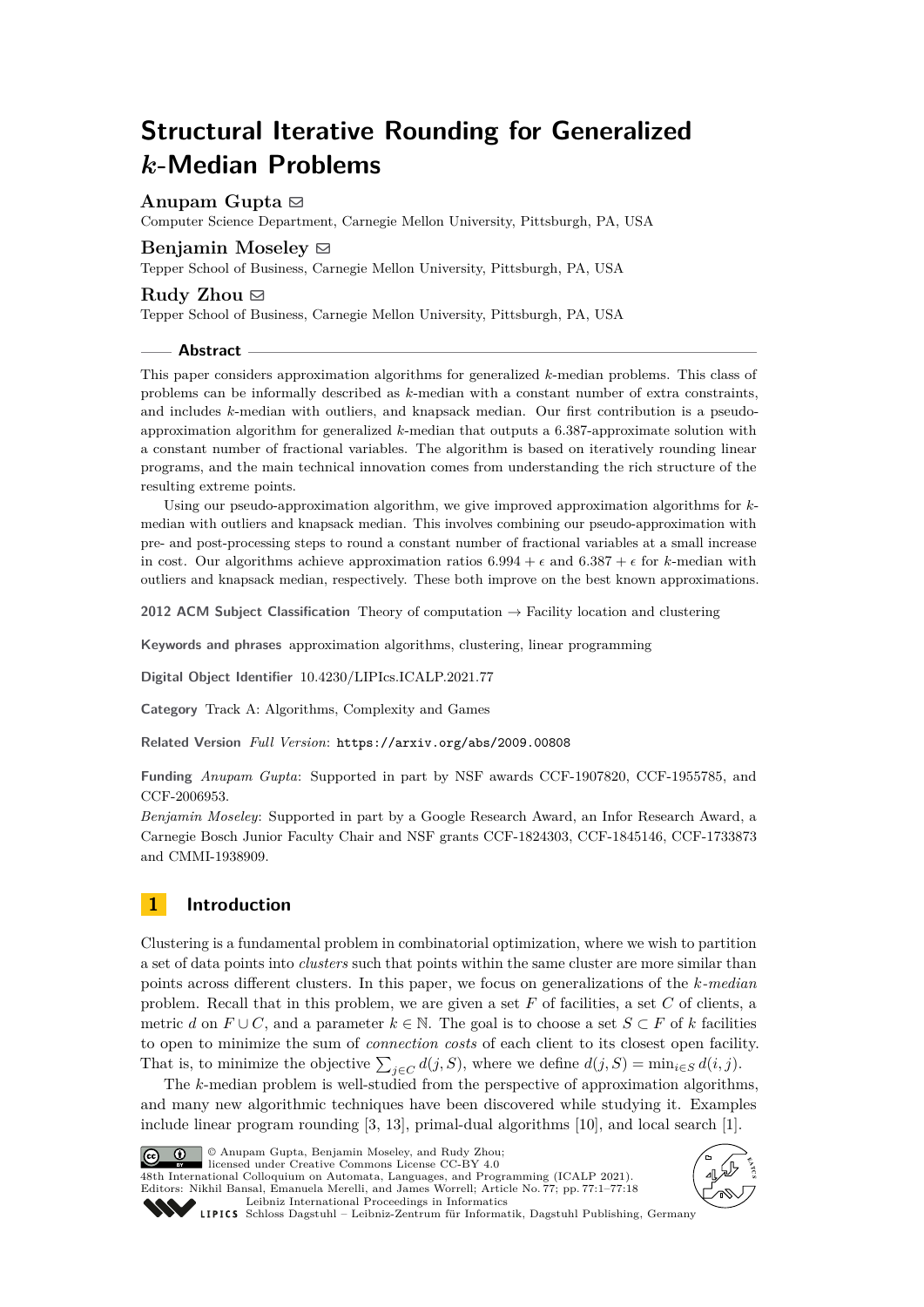# Structural Iterative Rounding for Generalized $k$-Median Problems

**Anupam Gupta** ✉

Computer Science Department, Carnegie Mellon University, Pittsburgh, PA, USA

**Benjamin Moseley** ✉

Tepper School of Business, Carnegie Mellon University, Pittsburgh, PA, USA

**Rudy Zhou** ✉

Tepper School of Business, Carnegie Mellon University, Pittsburgh, PA, USA

## Abstract

This paper considers approximation algorithms for generalized $k$-median problems. This class of problems can be informally described as $k$-median with a constant number of extra constraints, and includes $k$-median with outliers, and knapsack median. Our first contribution is a pseudo-approximation algorithm for generalized $k$-median that outputs a 6.387-approximate solution with a constant number of fractional variables. The algorithm is based on iteratively rounding linear programs, and the main technical innovation comes from understanding the rich structure of the resulting extreme points.

Using our pseudo-approximation algorithm, we give improved approximation algorithms for $k$-median with outliers and knapsack median. This involves combining our pseudo-approximation with pre- and post-processing steps to round a constant number of fractional variables at a small increase in cost. Our algorithms achieve approximation ratios $6.994 + \epsilon$ and $6.387 + \epsilon$ for $k$-median with outliers and knapsack median, respectively. These both improve on the best known approximations.

**2012 ACM Subject Classification** Theory of computation → Facility location and clustering

**Keywords and phrases** approximation algorithms, clustering, linear programming

**Digital Object Identifier** 10.4230/LIPIcs.ICALP.2021.77

**Category** Track A: Algorithms, Complexity and Games

**Related Version** *Full Version*: https://arxiv.org/abs/2009.00808

**Funding** *Anupam Gupta*: Supported in part by NSF awards CCF-1907820, CCF-1955785, and CCF-2006953.

*Benjamin Moseley*: Supported in part by a Google Research Award, an Infor Research Award, a Carnegie Bosch Junior Faculty Chair and NSF grants CCF-1824303, CCF-1845146, CCF-1733873 and CMMI-1938909.

## 1 Introduction

Clustering is a fundamental problem in combinatorial optimization, where we wish to partition a set of data points into *clusters* such that points within the same cluster are more similar than points across different clusters. In this paper, we focus on generalizations of the $k$-*median* problem. Recall that in this problem, we are given a set $F$ of facilities, a set $C$ of clients, a metric $d$ on $F \cup C$, and a parameter $k \in \mathbb{N}$. The goal is to choose a set $S \subset F$ of $k$ facilities to open to minimize the sum of *connection costs* of each client to its closest open facility. That is, to minimize the objective $\sum_{j \in C} d(j, S)$, where we define $d(j, S) = \min_{i \in S} d(i, j)$.

The $k$-median problem is well-studied from the perspective of approximation algorithms, and many new algorithmic techniques have been discovered while studying it. Examples include linear program rounding [3, 13], primal-dual algorithms [10], and local search [1].

© Anupam Gupta, Benjamin Moseley, and Rudy Zhou; licensed under Creative Commons License CC-BY 4.0

48th International Colloquium on Automata, Languages, and Programming (ICALP 2021). Editors: Nikhil Bansal, Emanuela Merelli, and James Worrell; Article No. 77; pp. 77:1–77:18

Leibniz International Proceedings in Informatics, Schloss Dagstuhl – Leibniz-Zentrum für Informatik, Dagstuhl Publishing, Germany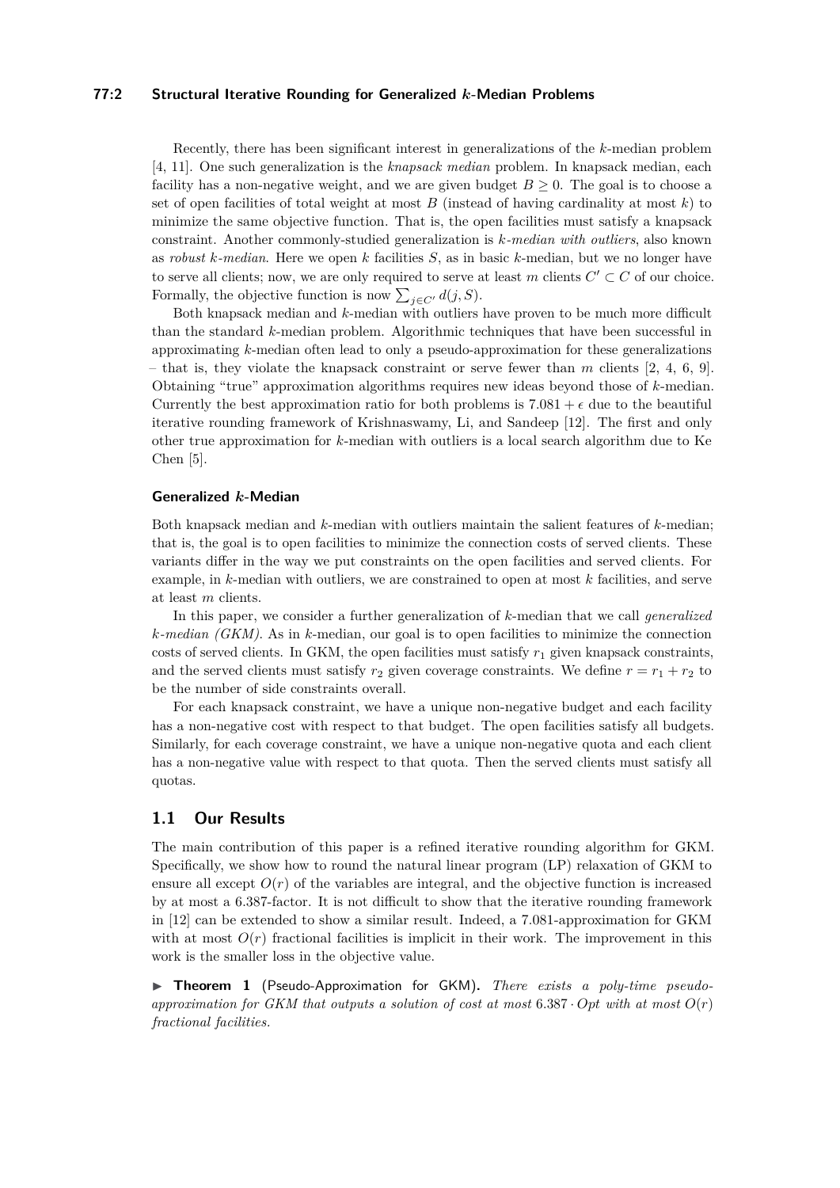Recently, there has been significant interest in generalizations of the $k$-median problem [4, 11]. One such generalization is the *knapsack median* problem. In knapsack median, each facility has a non-negative weight, and we are given budget $B \geq 0$. The goal is to choose a set of open facilities of total weight at most $B$ (instead of having cardinality at most $k$) to minimize the same objective function. That is, the open facilities must satisfy a knapsack constraint. Another commonly-studied generalization is *$k$-median with outliers*, also known as *robust $k$-median*. Here we open $k$ facilities $S$, as in basic $k$-median, but we no longer have to serve all clients; now, we are only required to serve at least $m$ clients $C' \subset C$ of our choice. Formally, the objective function is now $\sum_{j \in C'} d(j, S)$.

Both knapsack median and $k$-median with outliers have proven to be much more difficult than the standard $k$-median problem. Algorithmic techniques that have been successful in approximating $k$-median often lead to only a pseudo-approximation for these generalizations – that is, they violate the knapsack constraint or serve fewer than $m$ clients [2, 4, 6, 9]. Obtaining "true" approximation algorithms requires new ideas beyond those of $k$-median. Currently the best approximation ratio for both problems is $7.081 + \epsilon$ due to the beautiful iterative rounding framework of Krishnaswamy, Li, and Sandeep [12]. The first and only other true approximation for $k$-median with outliers is a local search algorithm due to Ke Chen [5].

### Generalized $k$-Median

Both knapsack median and $k$-median with outliers maintain the salient features of $k$-median; that is, the goal is to open facilities to minimize the connection costs of served clients. These variants differ in the way we put constraints on the open facilities and served clients. For example, in $k$-median with outliers, we are constrained to open at most $k$ facilities, and serve at least $m$ clients.

In this paper, we consider a further generalization of $k$-median that we call *generalized $k$-median (GKM)*. As in $k$-median, our goal is to open facilities to minimize the connection costs of served clients. In GKM, the open facilities must satisfy $r_1$ given knapsack constraints, and the served clients must satisfy $r_2$ given coverage constraints. We define $r = r_1 + r_2$ to be the number of side constraints overall.

For each knapsack constraint, we have a unique non-negative budget and each facility has a non-negative cost with respect to that budget. The open facilities satisfy all budgets. Similarly, for each coverage constraint, we have a unique non-negative quota and each client has a non-negative value with respect to that quota. Then the served clients must satisfy all quotas.

## 1.1 Our Results

The main contribution of this paper is a refined iterative rounding algorithm for GKM. Specifically, we show how to round the natural linear program (LP) relaxation of GKM to ensure all except $O(r)$ of the variables are integral, and the objective function is increased by at most a 6.387-factor. It is not difficult to show that the iterative rounding framework in [12] can be extended to show a similar result. Indeed, a 7.081-approximation for GKM with at most $O(r)$ fractional facilities is implicit in their work. The improvement in this work is the smaller loss in the objective value.

▶ **Theorem 1** (Pseudo-Approximation for GKM)**.** *There exists a poly-time pseudo-approximation for GKM that outputs a solution of cost at most $6.387 \cdot Opt$ with at most $O(r)$ fractional facilities.*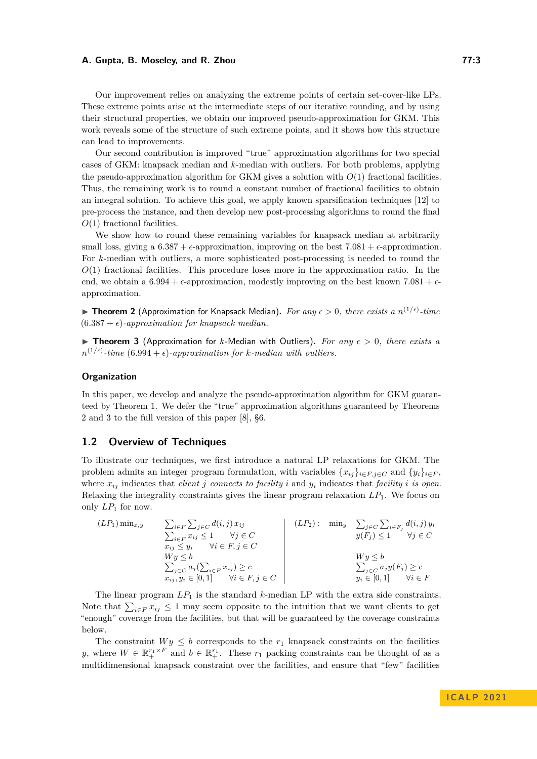Our improvement relies on analyzing the extreme points of certain set-cover-like LPs. These extreme points arise at the intermediate steps of our iterative rounding, and by using their structural properties, we obtain our improved pseudo-approximation for GKM. This work reveals some of the structure of such extreme points, and it shows how this structure can lead to improvements.

Our second contribution is improved "true" approximation algorithms for two special cases of GKM: knapsack median and $k$-median with outliers. For both problems, applying the pseudo-approximation algorithm for GKM gives a solution with $O(1)$ fractional facilities. Thus, the remaining work is to round a constant number of fractional facilities to obtain an integral solution. To achieve this goal, we apply known sparsification techniques [12] to pre-process the instance, and then develop new post-processing algorithms to round the final $O(1)$ fractional facilities.

We show how to round these remaining variables for knapsack median at arbitrarily small loss, giving a $6.387 + \epsilon$-approximation, improving on the best $7.081 + \epsilon$-approximation. For $k$-median with outliers, a more sophisticated post-processing is needed to round the $O(1)$ fractional facilities. This procedure loses more in the approximation ratio. In the end, we obtain a $6.994 + \epsilon$-approximation, modestly improving on the best known $7.081 + \epsilon$-approximation.

▶ **Theorem 2** (Approximation for Knapsack Median). *For any $\epsilon > 0$, there exists a $n^{(1/\epsilon)}$-time $(6.387 + \epsilon)$-approximation for knapsack median.*

▶ **Theorem 3** (Approximation for $k$-Median with Outliers). *For any $\epsilon > 0$, there exists a $n^{(1/\epsilon)}$-time $(6.994 + \epsilon)$-approximation for $k$-median with outliers.*

### Organization

In this paper, we develop and analyze the pseudo-approximation algorithm for GKM guaranteed by Theorem 1. We defer the "true" approximation algorithms guaranteed by Theorems 2 and 3 to the full version of this paper [8], §6.

## 1.2 Overview of Techniques

To illustrate our techniques, we first introduce a natural LP relaxations for GKM. The problem admits an integer program formulation, with variables $\{x_{ij}\}_{i\in F, j\in C}$ and $\{y_i\}_{i\in F}$, where $x_{ij}$ indicates that *client $j$ connects to facility $i$* and $y_i$ indicates that *facility $i$ is open*. Relaxing the integrality constraints gives the linear program relaxation $LP_1$. We focus on only $LP_1$ for now.

$$
\begin{array}{llll}
(LP_1)\ \min_{x,y} & \sum_{i\in F}\sum_{j\in C} d(i,j)\,x_{ij} & & \\
 & \sum_{i\in F} x_{ij} \le 1 & \forall j \in C & \\
 & x_{ij} \le y_i & \forall i \in F, j \in C & \\
 & Wy \le b & & \\
 & \sum_{j\in C} a_j (\sum_{i\in F} x_{ij}) \ge c & & \\
 & x_{ij}, y_i \in [0,1] & \forall i \in F, j \in C &
\end{array}
\qquad
\begin{array}{lll}
(LP_2):\ \min_{y} & \sum_{j\in C}\sum_{i\in F_j} d(i,j)\,y_i & \\
 & y(F_j) \le 1 & \forall j \in C \\
 & & \\
 & Wy \le b & \\
 & \sum_{j\in C} a_j y(F_j) \ge c & \\
 & y_i \in [0,1] & \forall i \in F
\end{array}
$$

The linear program $LP_1$ is the standard $k$-median LP with the extra side constraints. Note that $\sum_{i\in F} x_{ij} \le 1$ may seem opposite to the intuition that we want clients to get "enough" coverage from the facilities, but that will be guaranteed by the coverage constraints below.

The constraint $Wy \le b$ corresponds to the $r_1$ knapsack constraints on the facilities $y$, where $W \in \mathbb{R}_+^{r_1\times F}$ and $b \in \mathbb{R}_+^{r_1}$. These $r_1$ packing constraints can be thought of as a multidimensional knapsack constraint over the facilities, and ensure that "few" facilities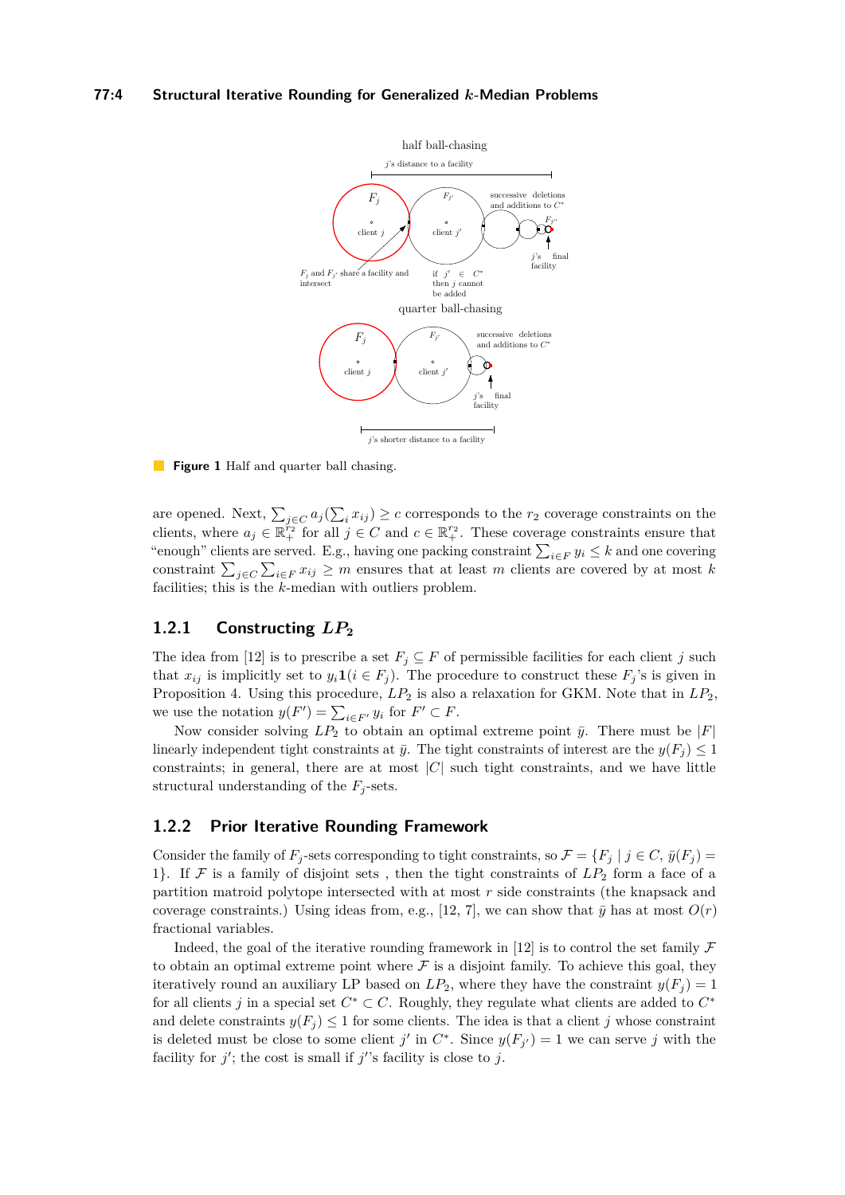half ball-chasing

$j$'s distance to a facility

$F_j$ client $j$ — $F_{j'}$ client $j'$ — successive deletions and additions to $C^*$ — $F_{j''}$

$F_j$ and $F_{j'}$ share a facility and intersect

if $j' \in C^*$ then $j$ cannot be added

$j$'s final facility

quarter ball-chasing

$F_j$ client $j$ — $F_{j'}$ client $j'$ — successive deletions and additions to $C^*$

$j$'s final facility

$j$'s shorter distance to a facility

**Figure 1** Half and quarter ball chasing.

are opened. Next, $\sum_{j \in C} a_j(\sum_i x_{ij}) \geq c$ corresponds to the $r_2$ coverage constraints on the clients, where $a_j \in \mathbb{R}_+^{r_2}$ for all $j \in C$ and $c \in \mathbb{R}_+^{r_2}$. These coverage constraints ensure that "enough" clients are served. E.g., having one packing constraint $\sum_{i \in F} y_i \leq k$ and one covering constraint $\sum_{j \in C} \sum_{i \in F} x_{ij} \geq m$ ensures that at least $m$ clients are covered by at most $k$ facilities; this is the $k$-median with outliers problem.

### 1.2.1 Constructing $LP_2$

The idea from [12] is to prescribe a set $F_j \subseteq F$ of permissible facilities for each client $j$ such that $x_{ij}$ is implicitly set to $y_i \mathbf{1}(i \in F_j)$. The procedure to construct these $F_j$'s is given in Proposition 4. Using this procedure, $LP_2$ is also a relaxation for GKM. Note that in $LP_2$, we use the notation $y(F') = \sum_{i \in F'} y_i$ for $F' \subset F$.

Now consider solving $LP_2$ to obtain an optimal extreme point $\bar{y}$. There must be $|F|$ linearly independent tight constraints at $\bar{y}$. The tight constraints of interest are the $y(F_j) \leq 1$ constraints; in general, there are at most $|C|$ such tight constraints, and we have little structural understanding of the $F_j$-sets.

### 1.2.2 Prior Iterative Rounding Framework

Consider the family of $F_j$-sets corresponding to tight constraints, so $\mathcal{F} = \{F_j \mid j \in C, \bar{y}(F_j) = 1\}$. If $\mathcal{F}$ is a family of disjoint sets , then the tight constraints of $LP_2$ form a face of a partition matroid polytope intersected with at most $r$ side constraints (the knapsack and coverage constraints.) Using ideas from, e.g., [12, 7], we can show that $\bar{y}$ has at most $O(r)$ fractional variables.

Indeed, the goal of the iterative rounding framework in [12] is to control the set family $\mathcal{F}$ to obtain an optimal extreme point where $\mathcal{F}$ is a disjoint family. To achieve this goal, they iteratively round an auxiliary LP based on $LP_2$, where they have the constraint $y(F_j) = 1$ for all clients $j$ in a special set $C^* \subset C$. Roughly, they regulate what clients are added to $C^*$ and delete constraints $y(F_j) \leq 1$ for some clients. The idea is that a client $j$ whose constraint is deleted must be close to some client $j'$ in $C^*$. Since $y(F_{j'}) = 1$ we can serve $j$ with the facility for $j'$; the cost is small if $j'$'s facility is close to $j$.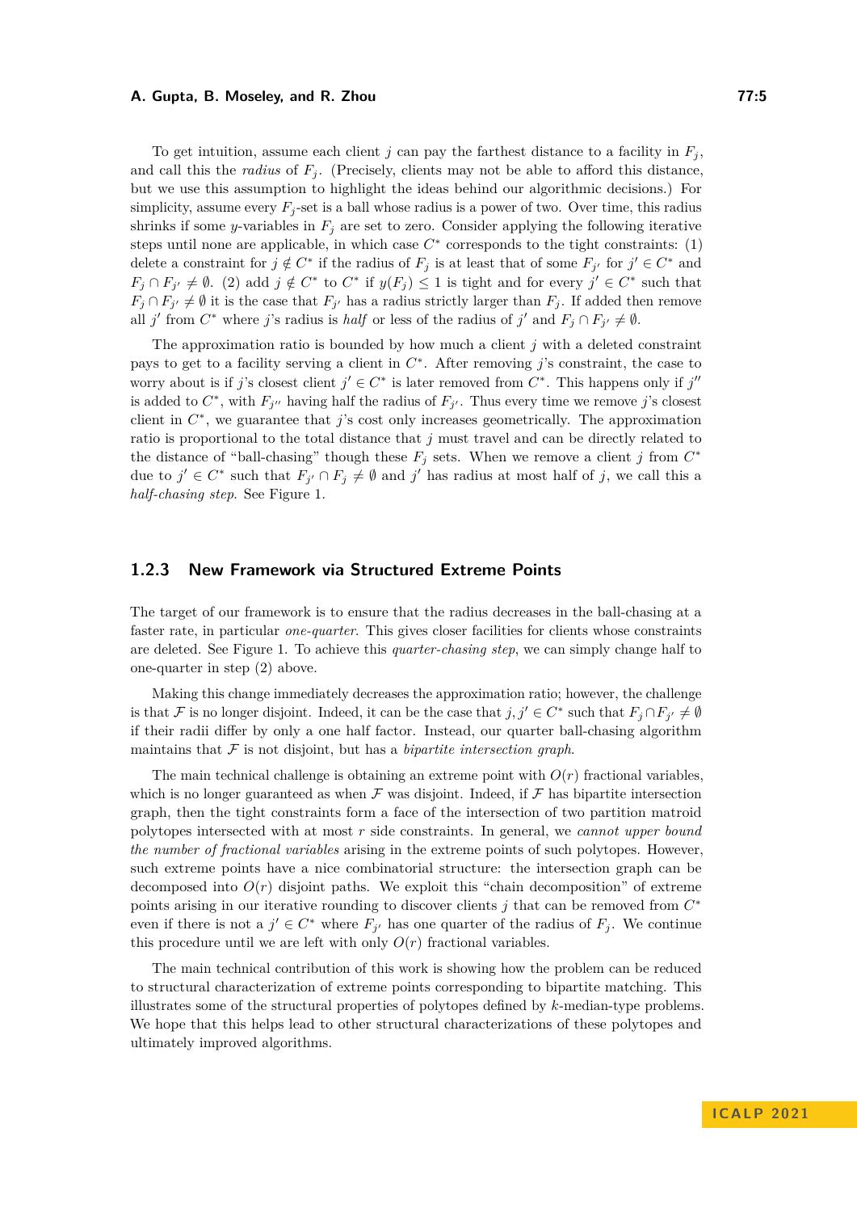To get intuition, assume each client $j$ can pay the farthest distance to a facility in $F_j$, and call this the *radius* of $F_j$. (Precisely, clients may not be able to afford this distance, but we use this assumption to highlight the ideas behind our algorithmic decisions.) For simplicity, assume every $F_j$-set is a ball whose radius is a power of two. Over time, this radius shrinks if some $y$-variables in $F_j$ are set to zero. Consider applying the following iterative steps until none are applicable, in which case $C^*$ corresponds to the tight constraints: (1) delete a constraint for $j \notin C^*$ if the radius of $F_j$ is at least that of some $F_{j'}$ for $j' \in C^*$ and $F_j \cap F_{j'} \neq \emptyset$. (2) add $j \notin C^*$ to $C^*$ if $y(F_j) \leq 1$ is tight and for every $j' \in C^*$ such that $F_j \cap F_{j'} \neq \emptyset$ it is the case that $F_{j'}$ has a radius strictly larger than $F_j$. If added then remove all $j'$ from $C^*$ where $j$'s radius is *half* or less of the radius of $j'$ and $F_j \cap F_{j'} \neq \emptyset$.

The approximation ratio is bounded by how much a client $j$ with a deleted constraint pays to get to a facility serving a client in $C^*$. After removing $j$'s constraint, the case to worry about is if $j$'s closest client $j' \in C^*$ is later removed from $C^*$. This happens only if $j''$ is added to $C^*$, with $F_{j''}$ having half the radius of $F_{j'}$. Thus every time we remove $j$'s closest client in $C^*$, we guarantee that $j$'s cost only increases geometrically. The approximation ratio is proportional to the total distance that $j$ must travel and can be directly related to the distance of "ball-chasing" though these $F_j$ sets. When we remove a client $j$ from $C^*$ due to $j' \in C^*$ such that $F_{j'} \cap F_j \neq \emptyset$ and $j'$ has radius at most half of $j$, we call this a *half-chasing step*. See Figure 1.

### 1.2.3 New Framework via Structured Extreme Points

The target of our framework is to ensure that the radius decreases in the ball-chasing at a faster rate, in particular *one-quarter*. This gives closer facilities for clients whose constraints are deleted. See Figure 1. To achieve this *quarter-chasing step*, we can simply change half to one-quarter in step (2) above.

Making this change immediately decreases the approximation ratio; however, the challenge is that $\mathcal{F}$ is no longer disjoint. Indeed, it can be the case that $j, j' \in C^*$ such that $F_j \cap F_{j'} \neq \emptyset$ if their radii differ by only a one half factor. Instead, our quarter ball-chasing algorithm maintains that $\mathcal{F}$ is not disjoint, but has a *bipartite intersection graph*.

The main technical challenge is obtaining an extreme point with $O(r)$ fractional variables, which is no longer guaranteed as when $\mathcal{F}$ was disjoint. Indeed, if $\mathcal{F}$ has bipartite intersection graph, then the tight constraints form a face of the intersection of two partition matroid polytopes intersected with at most $r$ side constraints. In general, we *cannot upper bound the number of fractional variables* arising in the extreme points of such polytopes. However, such extreme points have a nice combinatorial structure: the intersection graph can be decomposed into $O(r)$ disjoint paths. We exploit this "chain decomposition" of extreme points arising in our iterative rounding to discover clients $j$ that can be removed from $C^*$ even if there is not a $j' \in C^*$ where $F_{j'}$ has one quarter of the radius of $F_j$. We continue this procedure until we are left with only $O(r)$ fractional variables.

The main technical contribution of this work is showing how the problem can be reduced to structural characterization of extreme points corresponding to bipartite matching. This illustrates some of the structural properties of polytopes defined by $k$-median-type problems. We hope that this helps lead to other structural characterizations of these polytopes and ultimately improved algorithms.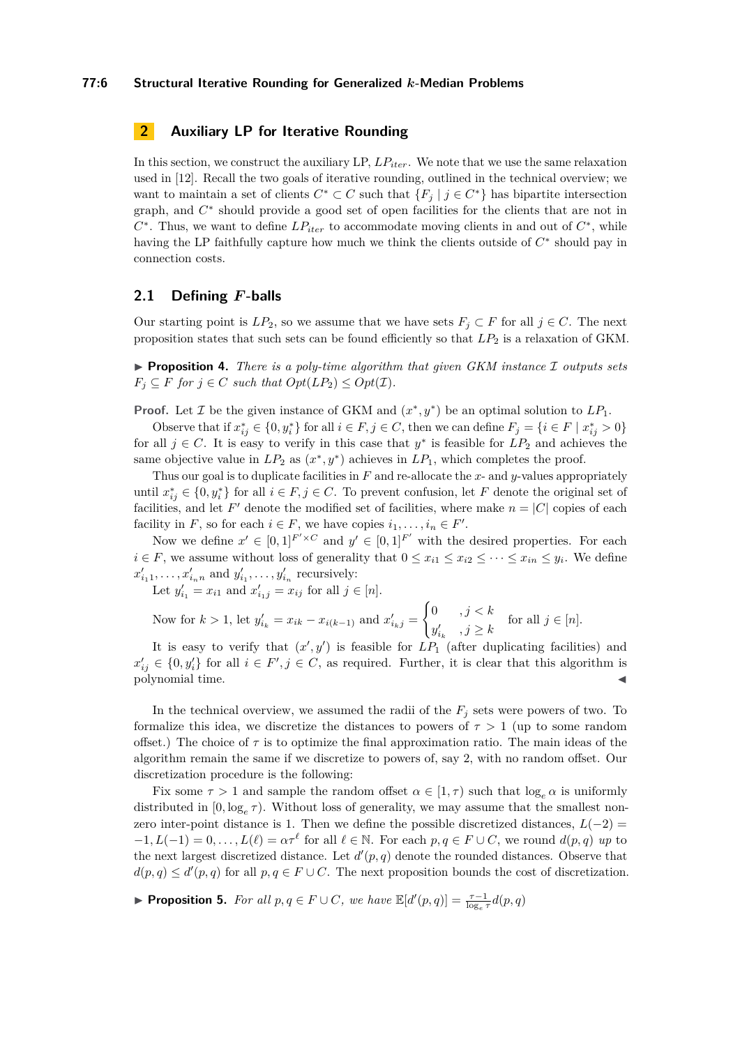## 2 Auxiliary LP for Iterative Rounding

In this section, we construct the auxiliary LP, $LP_{iter}$. We note that we use the same relaxation used in [12]. Recall the two goals of iterative rounding, outlined in the technical overview; we want to maintain a set of clients $C^* \subset C$ such that $\{F_j \mid j \in C^*\}$ has bipartite intersection graph, and $C^*$ should provide a good set of open facilities for the clients that are not in $C^*$. Thus, we want to define $LP_{iter}$ to accommodate moving clients in and out of $C^*$, while having the LP faithfully capture how much we think the clients outside of $C^*$ should pay in connection costs.

### 2.1 Defining $F$-balls

Our starting point is $LP_2$, so we assume that we have sets $F_j \subset F$ for all $j \in C$. The next proposition states that such sets can be found efficiently so that $LP_2$ is a relaxation of GKM.

▶ **Proposition 4.** *There is a poly-time algorithm that given GKM instance $\mathcal{I}$ outputs sets $F_j \subseteq F$ for $j \in C$ such that $Opt(LP_2) \leq Opt(\mathcal{I})$.*

**Proof.** Let $\mathcal{I}$ be the given instance of GKM and $(x^*, y^*)$ be an optimal solution to $LP_1$.

Observe that if $x^*_{ij} \in \{0, y^*_i\}$ for all $i \in F, j \in C$, then we can define $F_j = \{i \in F \mid x^*_{ij} > 0\}$ for all $j \in C$. It is easy to verify in this case that $y^*$ is feasible for $LP_2$ and achieves the same objective value in $LP_2$ as $(x^*, y^*)$ achieves in $LP_1$, which completes the proof.

Thus our goal is to duplicate facilities in $F$ and re-allocate the $x$- and $y$-values appropriately until $x^*_{ij} \in \{0, y^*_i\}$ for all $i \in F, j \in C$. To prevent confusion, let $F$ denote the original set of facilities, and let $F'$ denote the modified set of facilities, where make $n = |C|$ copies of each facility in $F$, so for each $i \in F$, we have copies $i_1, \dots, i_n \in F'$.

Now we define $x' \in [0,1]^{F' \times C}$ and $y' \in [0,1]^{F'}$ with the desired properties. For each $i \in F$, we assume without loss of generality that $0 \leq x_{i1} \leq x_{i2} \leq \dots \leq x_{in} \leq y_i$. We define $x'_{i_1 1}, \dots, x'_{i_n n}$ and $y'_{i_1}, \dots, y'_{i_n}$ recursively:

Let $y'_{i_1} = x_{i1}$ and $x'_{i_1 j} = x_{ij}$ for all $j \in [n]$.

Now for $k > 1$, let $y'_{i_k} = x_{ik} - x_{i(k-1)}$ and $x'_{i_k j} = \begin{cases} 0 & , j < k \\ y'_{i_k} & , j \geq k \end{cases}$ for all $j \in [n]$.

It is easy to verify that $(x', y')$ is feasible for $LP_1$ (after duplicating facilities) and $x'_{ij} \in \{0, y'_i\}$ for all $i \in F', j \in C$, as required. Further, it is clear that this algorithm is polynomial time. ◀

In the technical overview, we assumed the radii of the $F_j$ sets were powers of two. To formalize this idea, we discretize the distances to powers of $\tau > 1$ (up to some random offset.) The choice of $\tau$ is to optimize the final approximation ratio. The main ideas of the algorithm remain the same if we discretize to powers of, say 2, with no random offset. Our discretization procedure is the following:

Fix some $\tau > 1$ and sample the random offset $\alpha \in [1, \tau)$ such that $\log_e \alpha$ is uniformly distributed in $[0, \log_e \tau)$. Without loss of generality, we may assume that the smallest non-zero inter-point distance is 1. Then we define the possible discretized distances, $L(-2) = -1, L(-1) = 0, \dots, L(\ell) = \alpha\tau^\ell$ for all $\ell \in \mathbb{N}$. For each $p, q \in F \cup C$, we round $d(p,q)$ *up* to the next largest discretized distance. Let $d'(p,q)$ denote the rounded distances. Observe that $d(p,q) \leq d'(p,q)$ for all $p, q \in F \cup C$. The next proposition bounds the cost of discretization.

▶ **Proposition 5.** *For all $p, q \in F \cup C$, we have $\mathbb{E}[d'(p,q)] = \frac{\tau - 1}{\log_e \tau} d(p,q)$*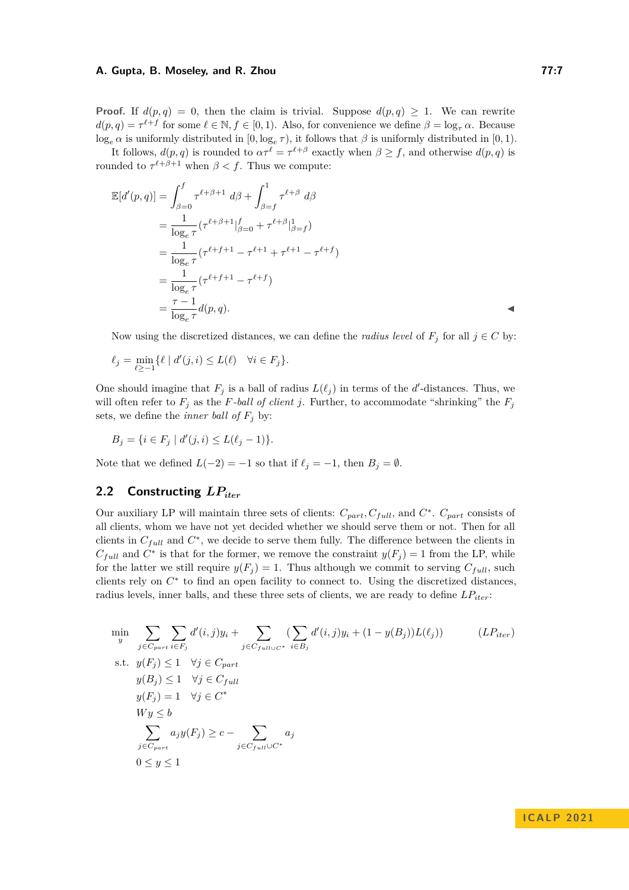**Proof.** If $d(p,q) = 0$, then the claim is trivial. Suppose $d(p,q) \geq 1$. We can rewrite $d(p,q) = \tau^{\ell+f}$ for some $\ell \in \mathbb{N}, f \in [0,1)$. Also, for convenience we define $\beta = \log_\tau \alpha$. Because $\log_e \alpha$ is uniformly distributed in $[0, \log_e \tau)$, it follows that $\beta$ is uniformly distributed in $[0,1)$.

It follows, $d(p,q)$ is rounded to $\alpha\tau^\ell = \tau^{\ell+\beta}$ exactly when $\beta \geq f$, and otherwise $d(p,q)$ is rounded to $\tau^{\ell+\beta+1}$ when $\beta < f$. Thus we compute:

$$
\begin{aligned}
\mathbb{E}[d'(p,q)] &= \int_{\beta=0}^{f} \tau^{\ell+\beta+1}\, d\beta + \int_{\beta=f}^{1} \tau^{\ell+\beta}\, d\beta \\
&= \frac{1}{\log_e \tau}(\tau^{\ell+\beta+1}|_{\beta=0}^{f} + \tau^{\ell+\beta}|_{\beta=f}^{1}) \\
&= \frac{1}{\log_e \tau}(\tau^{\ell+f+1} - \tau^{\ell+1} + \tau^{\ell+1} - \tau^{\ell+f}) \\
&= \frac{1}{\log_e \tau}(\tau^{\ell+f+1} - \tau^{\ell+f}) \\
&= \frac{\tau - 1}{\log_e \tau} d(p,q).
\end{aligned}
$$

◀

Now using the discretized distances, we can define the *radius level* of $F_j$ for all $j \in C$ by:

$$\ell_j = \min_{\ell \geq -1}\{\ell \mid d'(j,i) \leq L(\ell) \quad \forall i \in F_j\}.$$

One should imagine that $F_j$ is a ball of radius $L(\ell_j)$ in terms of the $d'$-distances. Thus, we will often refer to $F_j$ as the *$F$-ball of client $j$*. Further, to accommodate "shrinking" the $F_j$ sets, we define the *inner ball of* $F_j$ by:

$$B_j = \{i \in F_j \mid d'(j,i) \leq L(\ell_j - 1)\}.$$

Note that we defined $L(-2) = -1$ so that if $\ell_j = -1$, then $B_j = \emptyset$.

## 2.2 Constructing $LP_{iter}$

Our auxiliary LP will maintain three sets of clients: $C_{part}, C_{full}$, and $C^*$. $C_{part}$ consists of all clients, whom we have not yet decided whether we should serve them or not. Then for all clients in $C_{full}$ and $C^*$, we decide to serve them fully. The difference between the clients in $C_{full}$ and $C^*$ is that for the former, we remove the constraint $y(F_j) = 1$ from the LP, while for the latter we still require $y(F_j) = 1$. Thus although we commit to serving $C_{full}$, such clients rely on $C^*$ to find an open facility to connect to. Using the discretized distances, radius levels, inner balls, and these three sets of clients, we are ready to define $LP_{iter}$:

$$
\begin{aligned}
\min_{y} \quad & \sum_{j \in C_{part}} \sum_{i \in F_j} d'(i,j) y_i + \sum_{j \in C_{full} \cup C^*} \Big(\sum_{i \in B_j} d'(i,j) y_i + (1 - y(B_j)) L(\ell_j)\Big) && (LP_{iter}) \\
\text{s.t.} \quad & y(F_j) \leq 1 \quad \forall j \in C_{part} \\
& y(B_j) \leq 1 \quad \forall j \in C_{full} \\
& y(F_j) = 1 \quad \forall j \in C^* \\
& Wy \leq b \\
& \sum_{j \in C_{part}} a_j y(F_j) \geq c - \sum_{j \in C_{full} \cup C^*} a_j \\
& 0 \leq y \leq 1
\end{aligned}
$$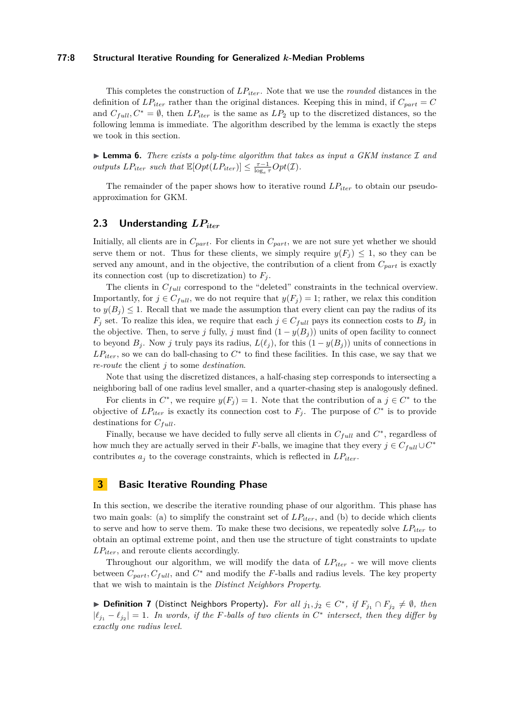This completes the construction of $LP_{iter}$. Note that we use the *rounded* distances in the definition of $LP_{iter}$ rather than the original distances. Keeping this in mind, if $C_{part} = C$ and $C_{full}, C^* = \emptyset$, then $LP_{iter}$ is the same as $LP_2$ up to the discretized distances, so the following lemma is immediate. The algorithm described by the lemma is exactly the steps we took in this section.

▶ **Lemma 6.** *There exists a poly-time algorithm that takes as input a GKM instance $\mathcal{I}$ and outputs $LP_{iter}$ such that $\mathbb{E}[Opt(LP_{iter})] \leq \frac{\tau - 1}{\log_e \tau} Opt(\mathcal{I})$.*

The remainder of the paper shows how to iterative round $LP_{iter}$ to obtain our pseudo-approximation for GKM.

### 2.3 Understanding $LP_{iter}$

Initially, all clients are in $C_{part}$. For clients in $C_{part}$, we are not sure yet whether we should serve them or not. Thus for these clients, we simply require $y(F_j) \leq 1$, so they can be served any amount, and in the objective, the contribution of a client from $C_{part}$ is exactly its connection cost (up to discretization) to $F_j$.

The clients in $C_{full}$ correspond to the "deleted" constraints in the technical overview. Importantly, for $j \in C_{full}$, we do not require that $y(F_j) = 1$; rather, we relax this condition to $y(B_j) \leq 1$. Recall that we made the assumption that every client can pay the radius of its $F_j$ set. To realize this idea, we require that each $j \in C_{full}$ pays its connection costs to $B_j$ in the objective. Then, to serve $j$ fully, $j$ must find $(1 - y(B_j))$ units of open facility to connect to beyond $B_j$. Now $j$ truly pays its radius, $L(\ell_j)$, for this $(1 - y(B_j))$ units of connections in $LP_{iter}$, so we can do ball-chasing to $C^*$ to find these facilities. In this case, we say that we *re-route* the client $j$ to some *destination*.

Note that using the discretized distances, a half-chasing step corresponds to intersecting a neighboring ball of one radius level smaller, and a quarter-chasing step is analogously defined.

For clients in $C^*$, we require $y(F_j) = 1$. Note that the contribution of a $j \in C^*$ to the objective of $LP_{iter}$ is exactly its connection cost to $F_j$. The purpose of $C^*$ is to provide destinations for $C_{full}$.

Finally, because we have decided to fully serve all clients in $C_{full}$ and $C^*$, regardless of how much they are actually served in their $F$-balls, we imagine that they every $j \in C_{full} \cup C^*$ contributes $a_j$ to the coverage constraints, which is reflected in $LP_{iter}$.

## 3 Basic Iterative Rounding Phase

In this section, we describe the iterative rounding phase of our algorithm. This phase has two main goals: (a) to simplify the constraint set of $LP_{iter}$, and (b) to decide which clients to serve and how to serve them. To make these two decisions, we repeatedly solve $LP_{iter}$ to obtain an optimal extreme point, and then use the structure of tight constraints to update $LP_{iter}$, and reroute clients accordingly.

Throughout our algorithm, we will modify the data of $LP_{iter}$ - we will move clients between $C_{part}, C_{full}$, and $C^*$ and modify the $F$-balls and radius levels. The key property that we wish to maintain is the *Distinct Neighbors Property*.

▶ **Definition 7** (Distinct Neighbors Property). *For all $j_1, j_2 \in C^*$, if $F_{j_1} \cap F_{j_2} \neq \emptyset$, then $|\ell_{j_1} - \ell_{j_2}| = 1$. In words, if the $F$-balls of two clients in $C^*$ intersect, then they differ by exactly one radius level.*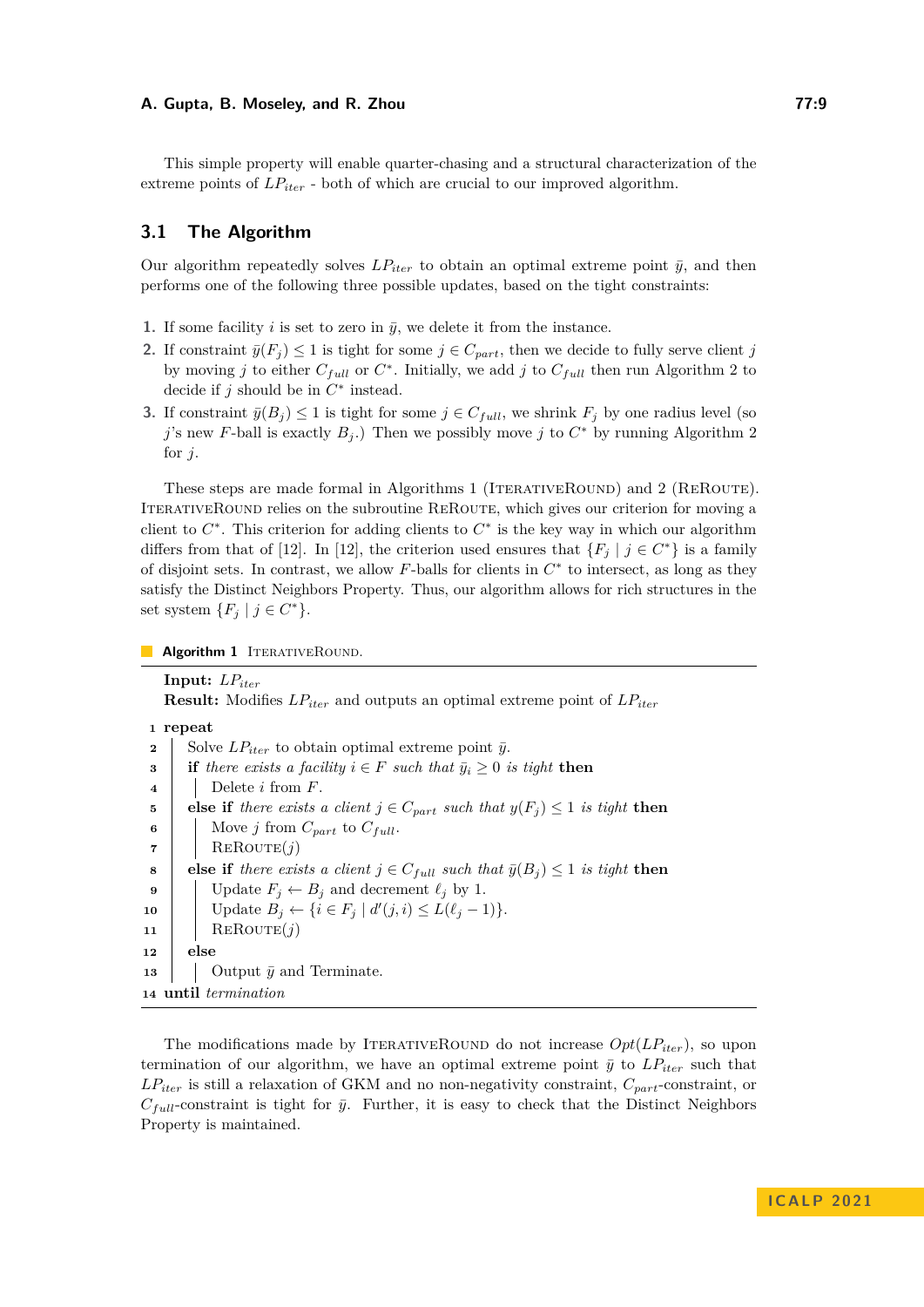This simple property will enable quarter-chasing and a structural characterization of the extreme points of $LP_{iter}$ - both of which are crucial to our improved algorithm.

## 3.1 The Algorithm

Our algorithm repeatedly solves $LP_{iter}$ to obtain an optimal extreme point $\bar{y}$, and then performs one of the following three possible updates, based on the tight constraints:

1. If some facility $i$ is set to zero in $\bar{y}$, we delete it from the instance.
2. If constraint $\bar{y}(F_j) \leq 1$ is tight for some $j \in C_{part}$, then we decide to fully serve client $j$ by moving $j$ to either $C_{full}$ or $C^*$. Initially, we add $j$ to $C_{full}$ then run Algorithm 2 to decide if $j$ should be in $C^*$ instead.
3. If constraint $\bar{y}(B_j) \leq 1$ is tight for some $j \in C_{full}$, we shrink $F_j$ by one radius level (so $j$'s new $F$-ball is exactly $B_j$.) Then we possibly move $j$ to $C^*$ by running Algorithm 2 for $j$.

These steps are made formal in Algorithms 1 (IterativeRound) and 2 (ReRoute). IterativeRound relies on the subroutine ReRoute, which gives our criterion for moving a client to $C^*$. This criterion for adding clients to $C^*$ is the key way in which our algorithm differs from that of [12]. In [12], the criterion used ensures that $\{F_j \mid j \in C^*\}$ is a family of disjoint sets. In contrast, we allow $F$-balls for clients in $C^*$ to intersect, as long as they satisfy the Distinct Neighbors Property. Thus, our algorithm allows for rich structures in the set system $\{F_j \mid j \in C^*\}$.

**Algorithm 1** IterativeRound.

```
Input: LP_iter
Result: Modifies LP_iter and outputs an optimal extreme point of LP_iter
1  repeat
2      Solve LP_iter to obtain optimal extreme point ȳ.
3      if there exists a facility i ∈ F such that ȳ_i ≥ 0 is tight then
4          Delete i from F.
5      else if there exists a client j ∈ C_part such that y(F_j) ≤ 1 is tight then
6          Move j from C_part to C_full.
7          ReRoute(j)
8      else if there exists a client j ∈ C_full such that ȳ(B_j) ≤ 1 is tight then
9          Update F_j ← B_j and decrement ℓ_j by 1.
10         Update B_j ← {i ∈ F_j | d'(j, i) ≤ L(ℓ_j − 1)}.
11         ReRoute(j)
12     else
13         Output ȳ and Terminate.
14 until termination
```

The modifications made by IterativeRound do not increase $Opt(LP_{iter})$, so upon termination of our algorithm, we have an optimal extreme point $\bar{y}$ to $LP_{iter}$ such that $LP_{iter}$ is still a relaxation of GKM and no non-negativity constraint, $C_{part}$-constraint, or $C_{full}$-constraint is tight for $\bar{y}$. Further, it is easy to check that the Distinct Neighbors Property is maintained.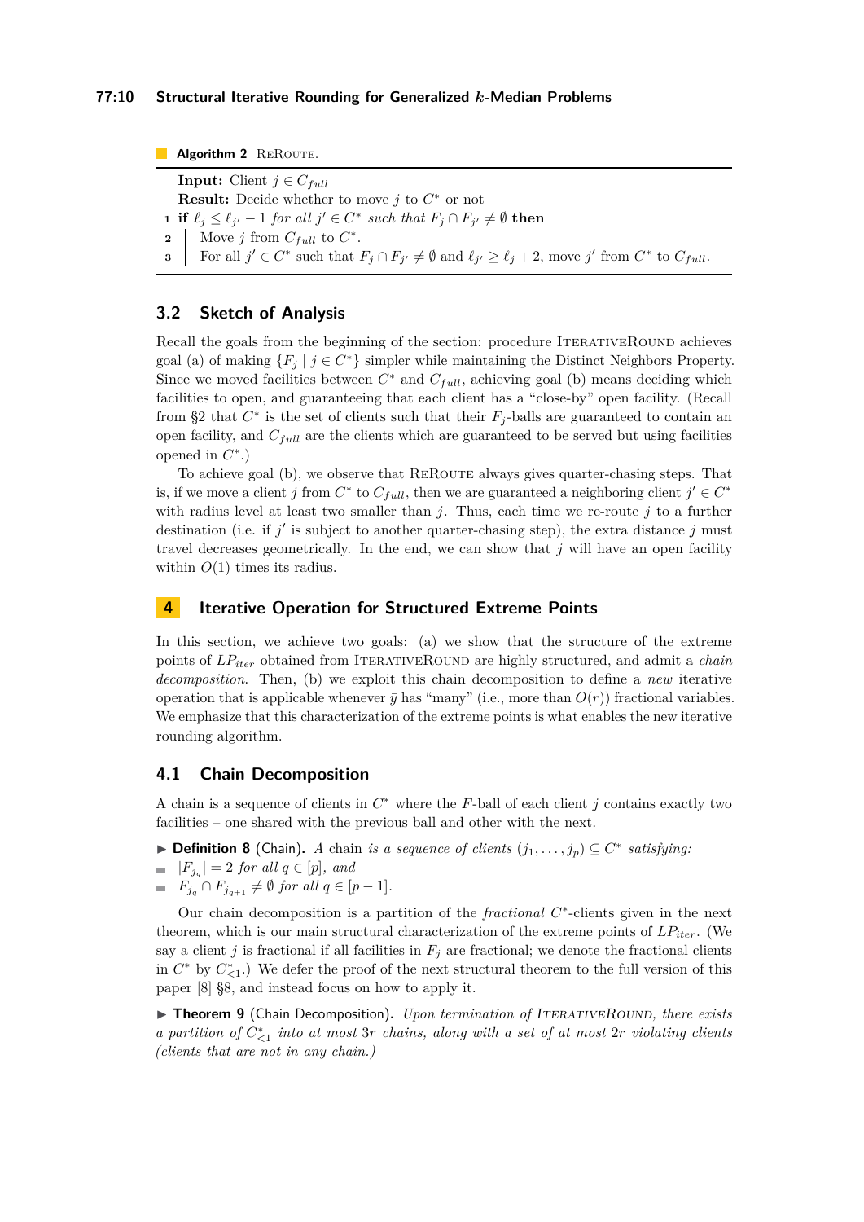**Algorithm 2** ReRoute.

**Input:** Client $j \in C_{full}$

**Result:** Decide whether to move $j$ to $C^*$ or not

1. **if** $\ell_j \leq \ell_{j'} - 1$ *for all* $j' \in C^*$ *such that* $F_j \cap F_{j'} \neq \emptyset$ **then**
2. Move $j$ from $C_{full}$ to $C^*$.
3. For all $j' \in C^*$ such that $F_j \cap F_{j'} \neq \emptyset$ and $\ell_{j'} \geq \ell_j + 2$, move $j'$ from $C^*$ to $C_{full}$.

## 3.2 Sketch of Analysis

Recall the goals from the beginning of the section: procedure IterativeRound achieves goal (a) of making $\{F_j \mid j \in C^*\}$ simpler while maintaining the Distinct Neighbors Property. Since we moved facilities between $C^*$ and $C_{full}$, achieving goal (b) means deciding which facilities to open, and guaranteeing that each client has a "close-by" open facility. (Recall from §2 that $C^*$ is the set of clients such that their $F_j$-balls are guaranteed to contain an open facility, and $C_{full}$ are the clients which are guaranteed to be served but using facilities opened in $C^*$.)

To achieve goal (b), we observe that ReRoute always gives quarter-chasing steps. That is, if we move a client $j$ from $C^*$ to $C_{full}$, then we are guaranteed a neighboring client $j' \in C^*$ with radius level at least two smaller than $j$. Thus, each time we re-route $j$ to a further destination (i.e. if $j'$ is subject to another quarter-chasing step), the extra distance $j$ must travel decreases geometrically. In the end, we can show that $j$ will have an open facility within $O(1)$ times its radius.

# 4 Iterative Operation for Structured Extreme Points

In this section, we achieve two goals: (a) we show that the structure of the extreme points of $LP_{iter}$ obtained from IterativeRound are highly structured, and admit a *chain decomposition*. Then, (b) we exploit this chain decomposition to define a *new* iterative operation that is applicable whenever $\bar{y}$ has "many" (i.e., more than $O(r)$) fractional variables. We emphasize that this characterization of the extreme points is what enables the new iterative rounding algorithm.

## 4.1 Chain Decomposition

A chain is a sequence of clients in $C^*$ where the $F$-ball of each client $j$ contains exactly two facilities – one shared with the previous ball and other with the next.

▶ **Definition 8** (Chain)**.** *A chain is a sequence of clients* $(j_1, \ldots, j_p) \subseteq C^*$ *satisfying:*

- $|F_{j_q}| = 2$ *for all* $q \in [p]$*, and*
- $F_{j_q} \cap F_{j_{q+1}} \neq \emptyset$ *for all* $q \in [p-1]$.

Our chain decomposition is a partition of the *fractional* $C^*$-clients given in the next theorem, which is our main structural characterization of the extreme points of $LP_{iter}$. (We say a client $j$ is fractional if all facilities in $F_j$ are fractional; we denote the fractional clients in $C^*$ by $C^*_{<1}$.) We defer the proof of the next structural theorem to the full version of this paper [8] §8, and instead focus on how to apply it.

▶ **Theorem 9** (Chain Decomposition)**.** *Upon termination of* IterativeRound*, there exists a partition of* $C^*_{<1}$ *into at most* $3r$ *chains, along with a set of at most* $2r$ *violating clients (clients that are not in any chain.)*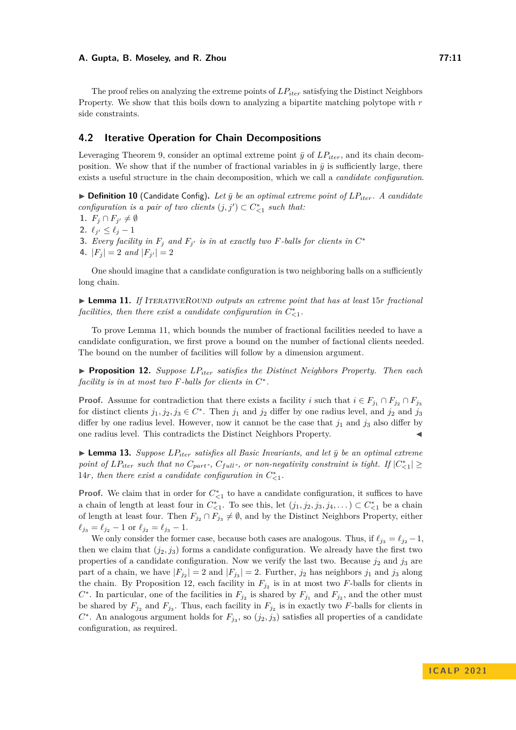The proof relies on analyzing the extreme points of $LP_{iter}$ satisfying the Distinct Neighbors Property. We show that this boils down to analyzing a bipartite matching polytope with $r$ side constraints.

## 4.2 Iterative Operation for Chain Decompositions

Leveraging Theorem 9, consider an optimal extreme point $\bar{y}$ of $LP_{iter}$, and its chain decomposition. We show that if the number of fractional variables in $\bar{y}$ is sufficiently large, there exists a useful structure in the chain decomposition, which we call a *candidate configuration*.

▶ **Definition 10** (Candidate Config). *Let $\bar{y}$ be an optimal extreme point of $LP_{iter}$. A candidate configuration is a pair of two clients $(j, j') \subset C^*_{<1}$ such that:*

1. *$F_j \cap F_{j'} \neq \emptyset$*
2. *$\ell_{j'} \leq \ell_j - 1$*
3. *Every facility in $F_j$ and $F_{j'}$ is in at exactly two $F$-balls for clients in $C^*$*
4. *$|F_j| = 2$ and $|F_{j'}| = 2$*

One should imagine that a candidate configuration is two neighboring balls on a sufficiently long chain.

▶ **Lemma 11.** *If* IterativeRound *outputs an extreme point that has at least $15r$ fractional facilities, then there exist a candidate configuration in $C^*_{<1}$.*

To prove Lemma 11, which bounds the number of fractional facilities needed to have a candidate configuration, we first prove a bound on the number of factional clients needed. The bound on the number of facilities will follow by a dimension argument.

▶ **Proposition 12.** *Suppose $LP_{iter}$ satisfies the Distinct Neighbors Property. Then each facility is in at most two $F$-balls for clients in $C^*$.*

**Proof.** Assume for contradiction that there exists a facility $i$ such that $i \in F_{j_1} \cap F_{j_2} \cap F_{j_3}$ for distinct clients $j_1, j_2, j_3 \in C^*$. Then $j_1$ and $j_2$ differ by one radius level, and $j_2$ and $j_3$ differ by one radius level. However, now it cannot be the case that $j_1$ and $j_3$ also differ by one radius level. This contradicts the Distinct Neighbors Property. ◀

▶ **Lemma 13.** *Suppose $LP_{iter}$ satisfies all Basic Invariants, and let $\bar{y}$ be an optimal extreme point of $LP_{iter}$ such that no $C_{part}$-, $C_{full}$-, or non-negativity constraint is tight. If $|C^*_{<1}| \geq 14r$, then there exist a candidate configuration in $C^*_{<1}$.*

**Proof.** We claim that in order for $C^*_{<1}$ to have a candidate configuration, it suffices to have a chain of length at least four in $C^*_{<1}$. To see this, let $(j_1, j_2, j_3, j_4, \dots) \subset C^*_{<1}$ be a chain of length at least four. Then $F_{j_2} \cap F_{j_3} \neq \emptyset$, and by the Distinct Neighbors Property, either $\ell_{j_3} = \ell_{j_2} - 1$ or $\ell_{j_2} = \ell_{j_3} - 1$.

We only consider the former case, because both cases are analogous. Thus, if $\ell_{j_3} = \ell_{j_2} - 1$, then we claim that $(j_2, j_3)$ forms a candidate configuration. We already have the first two properties of a candidate configuration. Now we verify the last two. Because $j_2$ and $j_3$ are part of a chain, we have $|F_{j_2}| = 2$ and $|F_{j_3}| = 2$. Further, $j_2$ has neighbors $j_1$ and $j_3$ along the chain. By Proposition 12, each facility in $F_{j_2}$ is in at most two $F$-balls for clients in $C^*$. In particular, one of the facilities in $F_{j_2}$ is shared by $F_{j_1}$ and $F_{j_2}$, and the other must be shared by $F_{j_2}$ and $F_{j_3}$. Thus, each facility in $F_{j_2}$ is in exactly two $F$-balls for clients in $C^*$. An analogous argument holds for $F_{j_3}$, so $(j_2, j_3)$ satisfies all properties of a candidate configuration, as required.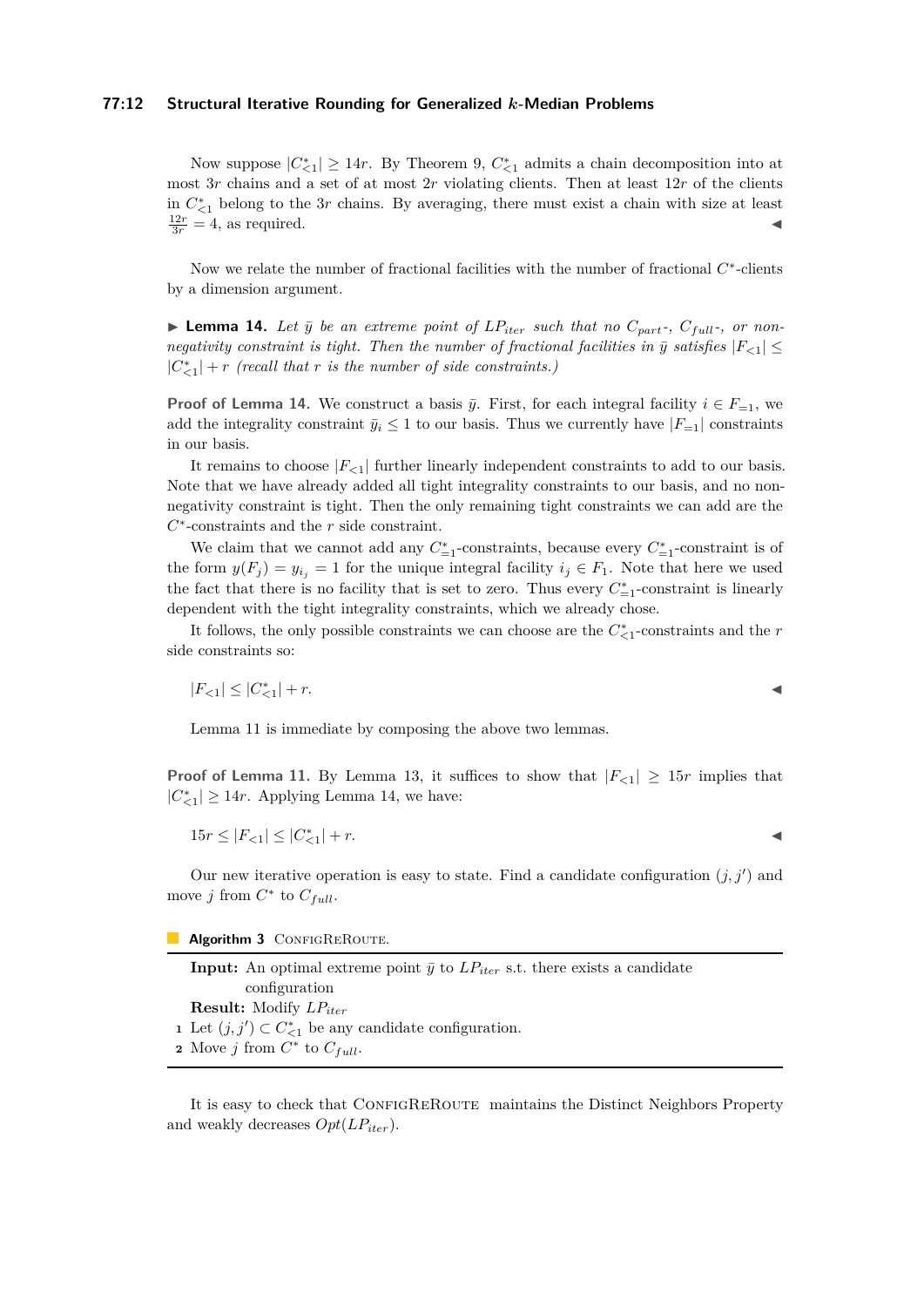Now suppose $|C^*_{<1}| \geq 14r$. By Theorem 9, $C^*_{<1}$ admits a chain decomposition into at most $3r$ chains and a set of at most $2r$ violating clients. Then at least $12r$ of the clients in $C^*_{<1}$ belong to the $3r$ chains. By averaging, there must exist a chain with size at least $\frac{12r}{3r} = 4$, as required. ◂

Now we relate the number of fractional facilities with the number of fractional $C^*$-clients by a dimension argument.

▸ **Lemma 14.** *Let $\bar{y}$ be an extreme point of $LP_{iter}$ such that no $C_{part}$-, $C_{full}$-, or non-negativity constraint is tight. Then the number of fractional facilities in $\bar{y}$ satisfies $|F_{<1}| \leq |C^*_{<1}| + r$ (recall that $r$ is the number of side constraints.)*

**Proof of Lemma 14.** We construct a basis $\bar{y}$. First, for each integral facility $i \in F_{=1}$, we add the integrality constraint $\bar{y}_i \leq 1$ to our basis. Thus we currently have $|F_{=1}|$ constraints in our basis.

It remains to choose $|F_{<1}|$ further linearly independent constraints to add to our basis. Note that we have already added all tight integrality constraints to our basis, and no non-negativity constraint is tight. Then the only remaining tight constraints we can add are the $C^*$-constraints and the $r$ side constraint.

We claim that we cannot add any $C^*_{=1}$-constraints, because every $C^*_{=1}$-constraint is of the form $y(F_j) = y_{i_j} = 1$ for the unique integral facility $i_j \in F_1$. Note that here we used the fact that there is no facility that is set to zero. Thus every $C^*_{=1}$-constraint is linearly dependent with the tight integrality constraints, which we already chose.

It follows, the only possible constraints we can choose are the $C^*_{<1}$-constraints and the $r$ side constraints so:

$$|F_{<1}| \leq |C^*_{<1}| + r.$$ ◂

Lemma 11 is immediate by composing the above two lemmas.

**Proof of Lemma 11.** By Lemma 13, it suffices to show that $|F_{<1}| \geq 15r$ implies that $|C^*_{<1}| \geq 14r$. Applying Lemma 14, we have:

$$15r \leq |F_{<1}| \leq |C^*_{<1}| + r.$$ ◂

Our new iterative operation is easy to state. Find a candidate configuration $(j, j')$ and move $j$ from $C^*$ to $C_{full}$.

**Algorithm 3** ConfigReRoute.

**Input:** An optimal extreme point $\bar{y}$ to $LP_{iter}$ s.t. there exists a candidate configuration
**Result:** Modify $LP_{iter}$
1. Let $(j, j') \subset C^*_{<1}$ be any candidate configuration.
2. Move $j$ from $C^*$ to $C_{full}$.

It is easy to check that ConfigReRoute maintains the Distinct Neighbors Property and weakly decreases $Opt(LP_{iter})$.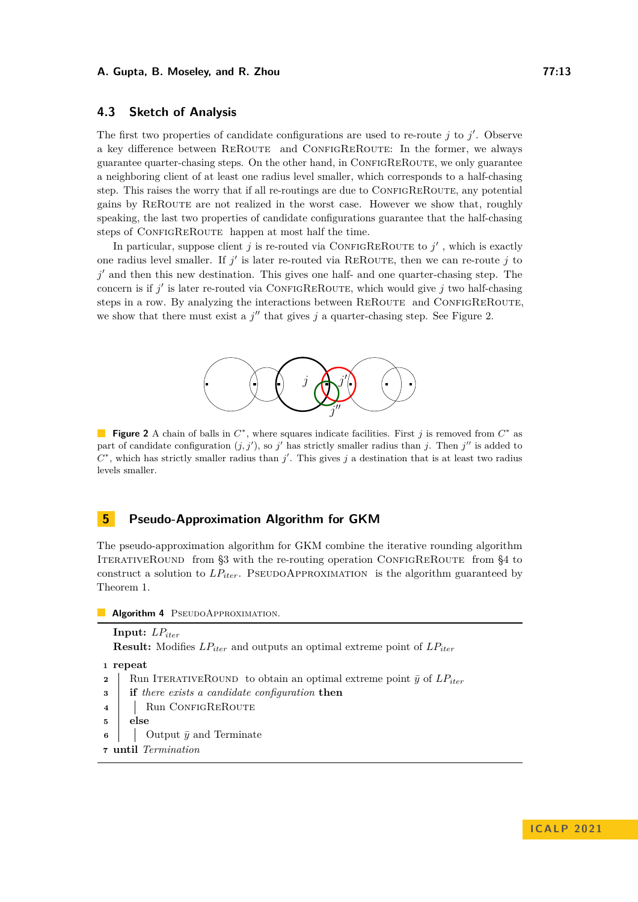### 4.3 Sketch of Analysis

The first two properties of candidate configurations are used to re-route $j$ to $j'$. Observe a key difference between ReRoute and ConfigReRoute: In the former, we always guarantee quarter-chasing steps. On the other hand, in ConfigReRoute, we only guarantee a neighboring client of at least one radius level smaller, which corresponds to a half-chasing step. This raises the worry that if all re-routings are due to ConfigReRoute, any potential gains by ReRoute are not realized in the worst case. However we show that, roughly speaking, the last two properties of candidate configurations guarantee that the half-chasing steps of ConfigReRoute happen at most half the time.

In particular, suppose client $j$ is re-routed via ConfigReRoute to $j'$ , which is exactly one radius level smaller. If $j'$ is later re-routed via ReRoute, then we can re-route $j$ to $j'$ and then this new destination. This gives one half- and one quarter-chasing step. The concern is if $j'$ is later re-routed via ConfigReRoute, which would give $j$ two half-chasing steps in a row. By analyzing the interactions between ReRoute and ConfigReRoute, we show that there must exist a $j''$ that gives $j$ a quarter-chasing step. See Figure 2.

**Figure 2** A chain of balls in $C^*$, where squares indicate facilities. First $j$ is removed from $C^*$ as part of candidate configuration $(j, j')$, so $j'$ has strictly smaller radius than $j$. Then $j''$ is added to $C^*$, which has strictly smaller radius than $j'$. This gives $j$ a destination that is at least two radius levels smaller.

## 5 Pseudo-Approximation Algorithm for GKM

The pseudo-approximation algorithm for GKM combine the iterative rounding algorithm IterativeRound from §3 with the re-routing operation ConfigReRoute from §4 to construct a solution to $LP_{iter}$. PseudoApproximation is the algorithm guaranteed by Theorem 1.

**Algorithm 4** PseudoApproximation.

**Input:** $LP_{iter}$
**Result:** Modifies $LP_{iter}$ and outputs an optimal extreme point of $LP_{iter}$

```
1 repeat
2     Run IterativeRound to obtain an optimal extreme point ȳ of LP_iter
3     if there exists a candidate configuration then
4         Run ConfigReRoute
5     else
6         Output ȳ and Terminate
7 until Termination
```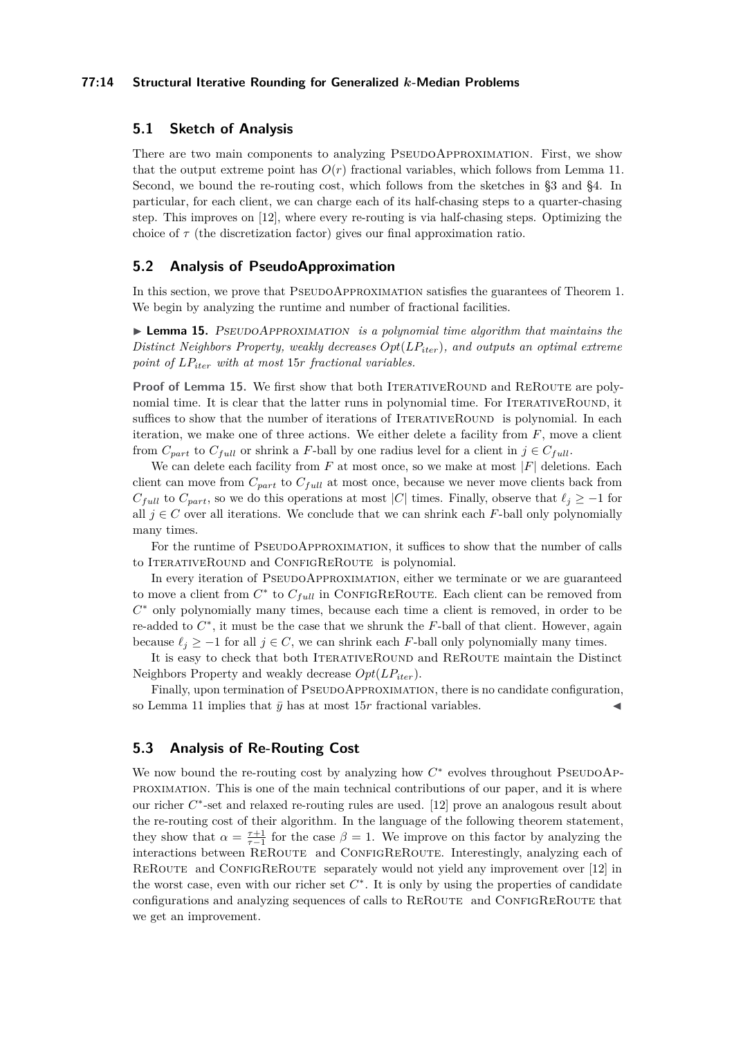## 5.1 Sketch of Analysis

There are two main components to analyzing PseudoApproximation. First, we show that the output extreme point has $O(r)$ fractional variables, which follows from Lemma 11. Second, we bound the re-routing cost, which follows from the sketches in §3 and §4. In particular, for each client, we can charge each of its half-chasing steps to a quarter-chasing step. This improves on [12], where every re-routing is via half-chasing steps. Optimizing the choice of $\tau$ (the discretization factor) gives our final approximation ratio.

## 5.2 Analysis of PseudoApproximation

In this section, we prove that PseudoApproximation satisfies the guarantees of Theorem 1. We begin by analyzing the runtime and number of fractional facilities.

▶ **Lemma 15.** *PseudoApproximation is a polynomial time algorithm that maintains the Distinct Neighbors Property, weakly decreases $Opt(LP_{iter})$, and outputs an optimal extreme point of $LP_{iter}$ with at most $15r$ fractional variables.*

**Proof of Lemma 15.** We first show that both IterativeRound and ReRoute are polynomial time. It is clear that the latter runs in polynomial time. For IterativeRound, it suffices to show that the number of iterations of IterativeRound is polynomial. In each iteration, we make one of three actions. We either delete a facility from $F$, move a client from $C_{part}$ to $C_{full}$ or shrink a $F$-ball by one radius level for a client in $j \in C_{full}$.

We can delete each facility from $F$ at most once, so we make at most $|F|$ deletions. Each client can move from $C_{part}$ to $C_{full}$ at most once, because we never move clients back from $C_{full}$ to $C_{part}$, so we do this operations at most $|C|$ times. Finally, observe that $\ell_j \geq -1$ for all $j \in C$ over all iterations. We conclude that we can shrink each $F$-ball only polynomially many times.

For the runtime of PseudoApproximation, it suffices to show that the number of calls to IterativeRound and ConfigReRoute is polynomial.

In every iteration of PseudoApproximation, either we terminate or we are guaranteed to move a client from $C^*$ to $C_{full}$ in ConfigReRoute. Each client can be removed from $C^*$ only polynomially many times, because each time a client is removed, in order to be re-added to $C^*$, it must be the case that we shrunk the $F$-ball of that client. However, again because $\ell_j \geq -1$ for all $j \in C$, we can shrink each $F$-ball only polynomially many times.

It is easy to check that both IterativeRound and ReRoute maintain the Distinct Neighbors Property and weakly decrease $Opt(LP_{iter})$.

Finally, upon termination of PseudoApproximation, there is no candidate configuration, so Lemma 11 implies that $\bar{y}$ has at most $15r$ fractional variables. ◀

## 5.3 Analysis of Re-Routing Cost

We now bound the re-routing cost by analyzing how $C^*$ evolves throughout PseudoApproximation. This is one of the main technical contributions of our paper, and it is where our richer $C^*$-set and relaxed re-routing rules are used. [12] prove an analogous result about the re-routing cost of their algorithm. In the language of the following theorem statement, they show that $\alpha = \frac{\tau+1}{\tau-1}$ for the case $\beta = 1$. We improve on this factor by analyzing the interactions between ReRoute and ConfigReRoute. Interestingly, analyzing each of ReRoute and ConfigReRoute separately would not yield any improvement over [12] in the worst case, even with our richer set $C^*$. It is only by using the properties of candidate configurations and analyzing sequences of calls to ReRoute and ConfigReRoute that we get an improvement.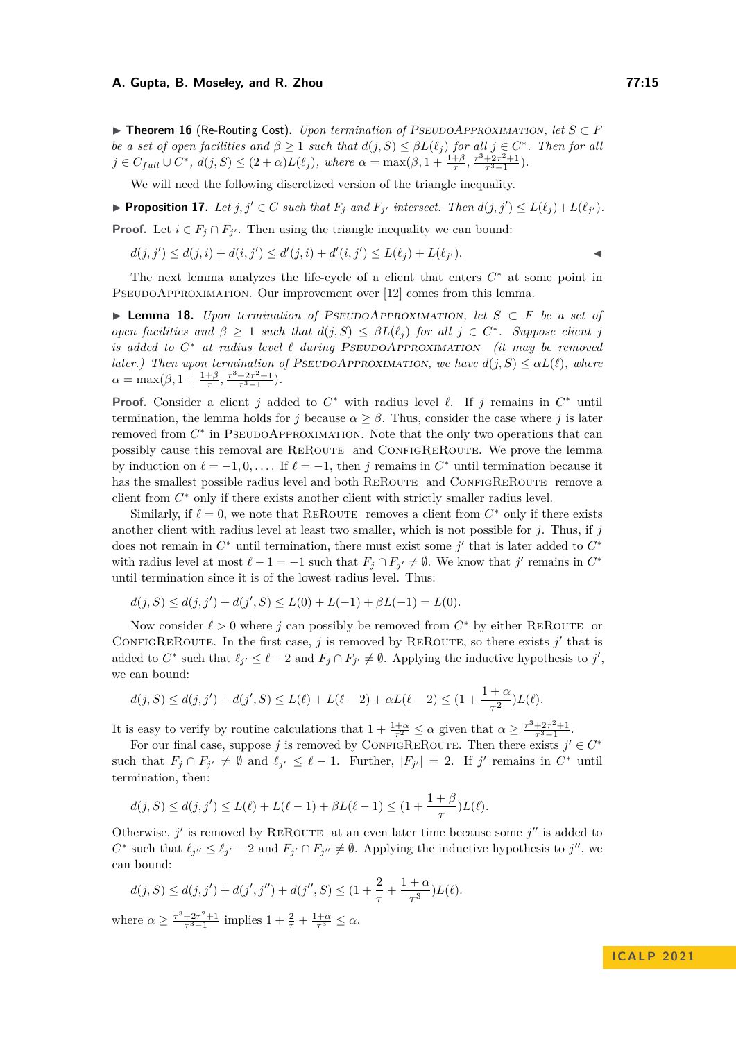▶ **Theorem 16** (Re-Routing Cost)**.** *Upon termination of* PseudoApproximation*, let $S \subset F$ be a set of open facilities and $\beta \geq 1$ such that $d(j, S) \leq \beta L(\ell_j)$ for all $j \in C^*$. Then for all $j \in C_{full} \cup C^*$, $d(j, S) \leq (2 + \alpha)L(\ell_j)$, where $\alpha = \max(\beta, 1 + \frac{1+\beta}{\tau}, \frac{\tau^3+2\tau^2+1}{\tau^3-1})$.*

We will need the following discretized version of the triangle inequality.

▶ **Proposition 17.** *Let $j, j' \in C$ such that $F_j$ and $F_{j'}$ intersect. Then $d(j, j') \leq L(\ell_j) + L(\ell_{j'})$.*

**Proof.** Let $i \in F_j \cap F_{j'}$. Then using the triangle inequality we can bound:

$$d(j, j') \leq d(j, i) + d(i, j') \leq d'(j, i) + d'(i, j') \leq L(\ell_j) + L(\ell_{j'}).$$ ◀

The next lemma analyzes the life-cycle of a client that enters $C^*$ at some point in PseudoApproximation. Our improvement over [12] comes from this lemma.

▶ **Lemma 18.** *Upon termination of* PseudoApproximation*, let $S \subset F$ be a set of open facilities and $\beta \geq 1$ such that $d(j, S) \leq \beta L(\ell_j)$ for all $j \in C^*$. Suppose client $j$ is added to $C^*$ at radius level $\ell$ during* PseudoApproximation *(it may be removed later.) Then upon termination of* PseudoApproximation*, we have $d(j, S) \leq \alpha L(\ell)$, where $\alpha = \max(\beta, 1 + \frac{1+\beta}{\tau}, \frac{\tau^3+2\tau^2+1}{\tau^3-1})$.*

**Proof.** Consider a client $j$ added to $C^*$ with radius level $\ell$. If $j$ remains in $C^*$ until termination, the lemma holds for $j$ because $\alpha \geq \beta$. Thus, consider the case where $j$ is later removed from $C^*$ in PseudoApproximation. Note that the only two operations that can possibly cause this removal are ReRoute and ConfigReRoute. We prove the lemma by induction on $\ell = -1, 0, \ldots$. If $\ell = -1$, then $j$ remains in $C^*$ until termination because it has the smallest possible radius level and both ReRoute and ConfigReRoute remove a client from $C^*$ only if there exists another client with strictly smaller radius level.

Similarly, if $\ell = 0$, we note that ReRoute removes a client from $C^*$ only if there exists another client with radius level at least two smaller, which is not possible for $j$. Thus, if $j$ does not remain in $C^*$ until termination, there must exist some $j'$ that is later added to $C^*$ with radius level at most $\ell - 1 = -1$ such that $F_j \cap F_{j'} \neq \emptyset$. We know that $j'$ remains in $C^*$ until termination since it is of the lowest radius level. Thus:

$$d(j, S) \leq d(j, j') + d(j', S) \leq L(0) + L(-1) + \beta L(-1) = L(0).$$

Now consider $\ell > 0$ where $j$ can possibly be removed from $C^*$ by either ReRoute or ConfigReRoute. In the first case, $j$ is removed by ReRoute, so there exists $j'$ that is added to $C^*$ such that $\ell_{j'} \leq \ell - 2$ and $F_j \cap F_{j'} \neq \emptyset$. Applying the inductive hypothesis to $j'$, we can bound:

$$d(j, S) \leq d(j, j') + d(j', S) \leq L(\ell) + L(\ell - 2) + \alpha L(\ell - 2) \leq (1 + \frac{1+\alpha}{\tau^2})L(\ell).$$

It is easy to verify by routine calculations that $1 + \frac{1+\alpha}{\tau^2} \leq \alpha$ given that $\alpha \geq \frac{\tau^3+2\tau^2+1}{\tau^3-1}$.

For our final case, suppose $j$ is removed by ConfigReRoute. Then there exists $j' \in C^*$ such that $F_j \cap F_{j'} \neq \emptyset$ and $\ell_{j'} \leq \ell - 1$. Further, $|F_{j'}| = 2$. If $j'$ remains in $C^*$ until termination, then:

$$d(j, S) \leq d(j, j') \leq L(\ell) + L(\ell - 1) + \beta L(\ell - 1) \leq (1 + \frac{1+\beta}{\tau})L(\ell).$$

Otherwise, $j'$ is removed by ReRoute at an even later time because some $j''$ is added to $C^*$ such that $\ell_{j''} \leq \ell_{j'} - 2$ and $F_{j'} \cap F_{j''} \neq \emptyset$. Applying the inductive hypothesis to $j''$, we can bound:

$$d(j, S) \leq d(j, j') + d(j', j'') + d(j'', S) \leq (1 + \frac{2}{\tau} + \frac{1+\alpha}{\tau^3})L(\ell).$$

where $\alpha \geq \frac{\tau^3+2\tau^2+1}{\tau^3-1}$ implies $1 + \frac{2}{\tau} + \frac{1+\alpha}{\tau^3} \leq \alpha$.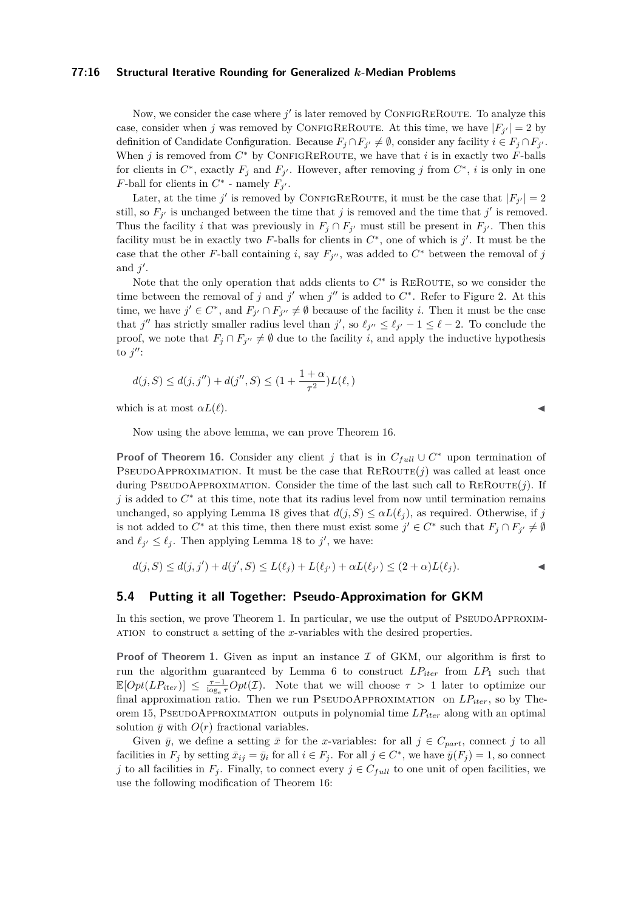Now, we consider the case where $j'$ is later removed by ConfigReRoute. To analyze this case, consider when $j$ was removed by ConfigReRoute. At this time, we have $|F_{j'}| = 2$ by definition of Candidate Configuration. Because $F_j \cap F_{j'} \neq \emptyset$, consider any facility $i \in F_j \cap F_{j'}$. When $j$ is removed from $C^*$ by ConfigReRoute, we have that $i$ is in exactly two $F$-balls for clients in $C^*$, exactly $F_j$ and $F_{j'}$. However, after removing $j$ from $C^*$, $i$ is only in one $F$-ball for clients in $C^*$ - namely $F_{j'}$.

Later, at the time $j'$ is removed by ConfigReRoute, it must be the case that $|F_{j'}| = 2$ still, so $F_{j'}$ is unchanged between the time that $j$ is removed and the time that $j'$ is removed. Thus the facility $i$ that was previously in $F_j \cap F_{j'}$ must still be present in $F_{j'}$. Then this facility must be in exactly two $F$-balls for clients in $C^*$, one of which is $j'$. It must be the case that the other $F$-ball containing $i$, say $F_{j''}$, was added to $C^*$ between the removal of $j$ and $j'$.

Note that the only operation that adds clients to $C^*$ is ReRoute, so we consider the time between the removal of $j$ and $j'$ when $j''$ is added to $C^*$. Refer to Figure 2. At this time, we have $j' \in C^*$, and $F_{j'} \cap F_{j''} \neq \emptyset$ because of the facility $i$. Then it must be the case that $j''$ has strictly smaller radius level than $j'$, so $\ell_{j''} \leq \ell_{j'} - 1 \leq \ell - 2$. To conclude the proof, we note that $F_j \cap F_{j''} \neq \emptyset$ due to the facility $i$, and apply the inductive hypothesis to $j''$:

$$d(j, S) \leq d(j, j'') + d(j'', S) \leq (1 + \frac{1+\alpha}{\tau^2})L(\ell,)$$

which is at most $\alpha L(\ell)$. ◀

Now using the above lemma, we can prove Theorem 16.

**Proof of Theorem 16.** Consider any client $j$ that is in $C_{full} \cup C^*$ upon termination of PseudoApproximation. It must be the case that ReRoute($j$) was called at least once during PseudoApproximation. Consider the time of the last such call to ReRoute($j$). If $j$ is added to $C^*$ at this time, note that its radius level from now until termination remains unchanged, so applying Lemma 18 gives that $d(j, S) \leq \alpha L(\ell_j)$, as required. Otherwise, if $j$ is not added to $C^*$ at this time, then there must exist some $j' \in C^*$ such that $F_j \cap F_{j'} \neq \emptyset$ and $\ell_{j'} \leq \ell_j$. Then applying Lemma 18 to $j'$, we have:

$$d(j, S) \leq d(j, j') + d(j', S) \leq L(\ell_j) + L(\ell_{j'}) + \alpha L(\ell_{j'}) \leq (2 + \alpha) L(\ell_j). \quad ◀$$

## 5.4 Putting it all Together: Pseudo-Approximation for GKM

In this section, we prove Theorem 1. In particular, we use the output of PseudoApproximation to construct a setting of the $x$-variables with the desired properties.

**Proof of Theorem 1.** Given as input an instance $\mathcal{I}$ of GKM, our algorithm is first to run the algorithm guaranteed by Lemma 6 to construct $LP_{iter}$ from $LP_1$ such that $\mathbb{E}[Opt(LP_{iter})] \leq \frac{\tau - 1}{\log_e \tau} Opt(\mathcal{I})$. Note that we will choose $\tau > 1$ later to optimize our final approximation ratio. Then we run PseudoApproximation on $LP_{iter}$, so by Theorem 15, PseudoApproximation outputs in polynomial time $LP_{iter}$ along with an optimal solution $\bar{y}$ with $O(r)$ fractional variables.

Given $\bar{y}$, we define a setting $\bar{x}$ for the $x$-variables: for all $j \in C_{part}$, connect $j$ to all facilities in $F_j$ by setting $\bar{x}_{ij} = \bar{y}_i$ for all $i \in F_j$. For all $j \in C^*$, we have $\bar{y}(F_j) = 1$, so connect $j$ to all facilities in $F_j$. Finally, to connect every $j \in C_{full}$ to one unit of open facilities, we use the following modification of Theorem 16: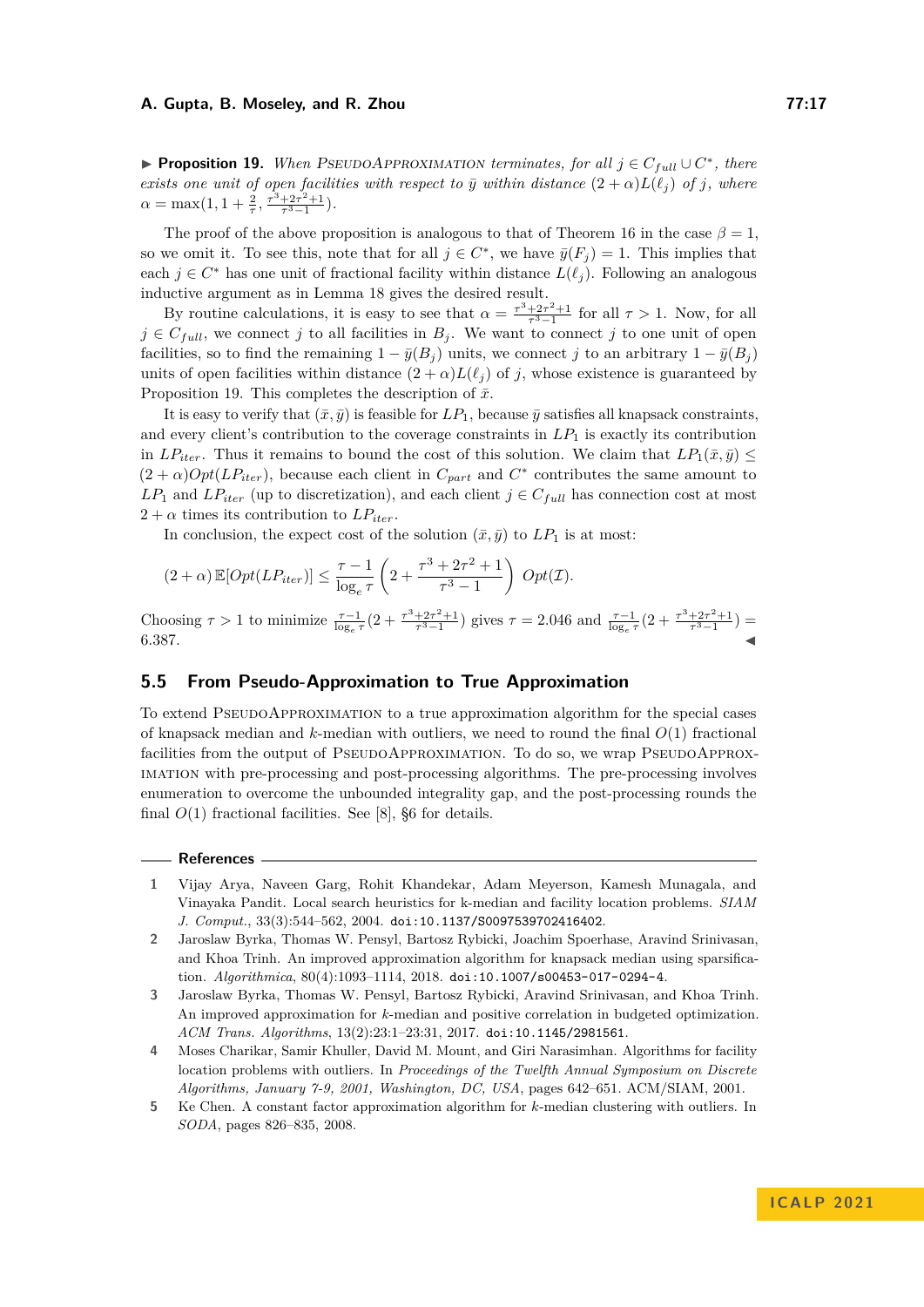▶ **Proposition 19.** *When* PseudoApproximation *terminates, for all $j \in C_{full} \cup C^*$, there exists one unit of open facilities with respect to $\bar{y}$ within distance $(2+\alpha)L(\ell_j)$ of $j$, where $\alpha = \max(1, 1 + \frac{2}{\tau}, \frac{\tau^3+2\tau^2+1}{\tau^3-1})$.*

The proof of the above proposition is analogous to that of Theorem 16 in the case $\beta = 1$, so we omit it. To see this, note that for all $j \in C^*$, we have $\bar{y}(F_j) = 1$. This implies that each $j \in C^*$ has one unit of fractional facility within distance $L(\ell_j)$. Following an analogous inductive argument as in Lemma 18 gives the desired result.

By routine calculations, it is easy to see that $\alpha = \frac{\tau^3+2\tau^2+1}{\tau^3-1}$ for all $\tau > 1$. Now, for all $j \in C_{full}$, we connect $j$ to all facilities in $B_j$. We want to connect $j$ to one unit of open facilities, so to find the remaining $1 - \bar{y}(B_j)$ units, we connect $j$ to an arbitrary $1 - \bar{y}(B_j)$ units of open facilities within distance $(2+\alpha)L(\ell_j)$ of $j$, whose existence is guaranteed by Proposition 19. This completes the description of $\bar{x}$.

It is easy to verify that $(\bar{x}, \bar{y})$ is feasible for $LP_1$, because $\bar{y}$ satisfies all knapsack constraints, and every client's contribution to the coverage constraints in $LP_1$ is exactly its contribution in $LP_{iter}$. Thus it remains to bound the cost of this solution. We claim that $LP_1(\bar{x}, \bar{y}) \leq (2+\alpha)Opt(LP_{iter})$, because each client in $C_{part}$ and $C^*$ contributes the same amount to $LP_1$ and $LP_{iter}$ (up to discretization), and each client $j \in C_{full}$ has connection cost at most $2 + \alpha$ times its contribution to $LP_{iter}$.

In conclusion, the expect cost of the solution $(\bar{x}, \bar{y})$ to $LP_1$ is at most:

$$(2+\alpha)\,\mathbb{E}[Opt(LP_{iter})] \leq \frac{\tau - 1}{\log_e \tau}\left(2 + \frac{\tau^3+2\tau^2+1}{\tau^3-1}\right) Opt(\mathcal{I}).$$

Choosing $\tau > 1$ to minimize $\frac{\tau-1}{\log_e \tau}(2 + \frac{\tau^3+2\tau^2+1}{\tau^3-1})$ gives $\tau = 2.046$ and $\frac{\tau-1}{\log_e \tau}(2 + \frac{\tau^3+2\tau^2+1}{\tau^3-1}) = 6.387$. ◀

## 5.5 From Pseudo-Approximation to True Approximation

To extend PseudoApproximation to a true approximation algorithm for the special cases of knapsack median and $k$-median with outliers, we need to round the final $O(1)$ fractional facilities from the output of PseudoApproximation. To do so, we wrap PseudoApproximation with pre-processing and post-processing algorithms. The pre-processing involves enumeration to overcome the unbounded integrality gap, and the post-processing rounds the final $O(1)$ fractional facilities. See [8], §6 for details.

## References

1. Vijay Arya, Naveen Garg, Rohit Khandekar, Adam Meyerson, Kamesh Munagala, and Vinayaka Pandit. Local search heuristics for k-median and facility location problems. *SIAM J. Comput.*, 33(3):544–562, 2004. doi:10.1137/S0097539702416402.
2. Jaroslaw Byrka, Thomas W. Pensyl, Bartosz Rybicki, Joachim Spoerhase, Aravind Srinivasan, and Khoa Trinh. An improved approximation algorithm for knapsack median using sparsification. *Algorithmica*, 80(4):1093–1114, 2018. doi:10.1007/s00453-017-0294-4.
3. Jaroslaw Byrka, Thomas W. Pensyl, Bartosz Rybicki, Aravind Srinivasan, and Khoa Trinh. An improved approximation for $k$-median and positive correlation in budgeted optimization. *ACM Trans. Algorithms*, 13(2):23:1–23:31, 2017. doi:10.1145/2981561.
4. Moses Charikar, Samir Khuller, David M. Mount, and Giri Narasimhan. Algorithms for facility location problems with outliers. In *Proceedings of the Twelfth Annual Symposium on Discrete Algorithms, January 7-9, 2001, Washington, DC, USA*, pages 642–651. ACM/SIAM, 2001.
5. Ke Chen. A constant factor approximation algorithm for $k$-median clustering with outliers. In *SODA*, pages 826–835, 2008.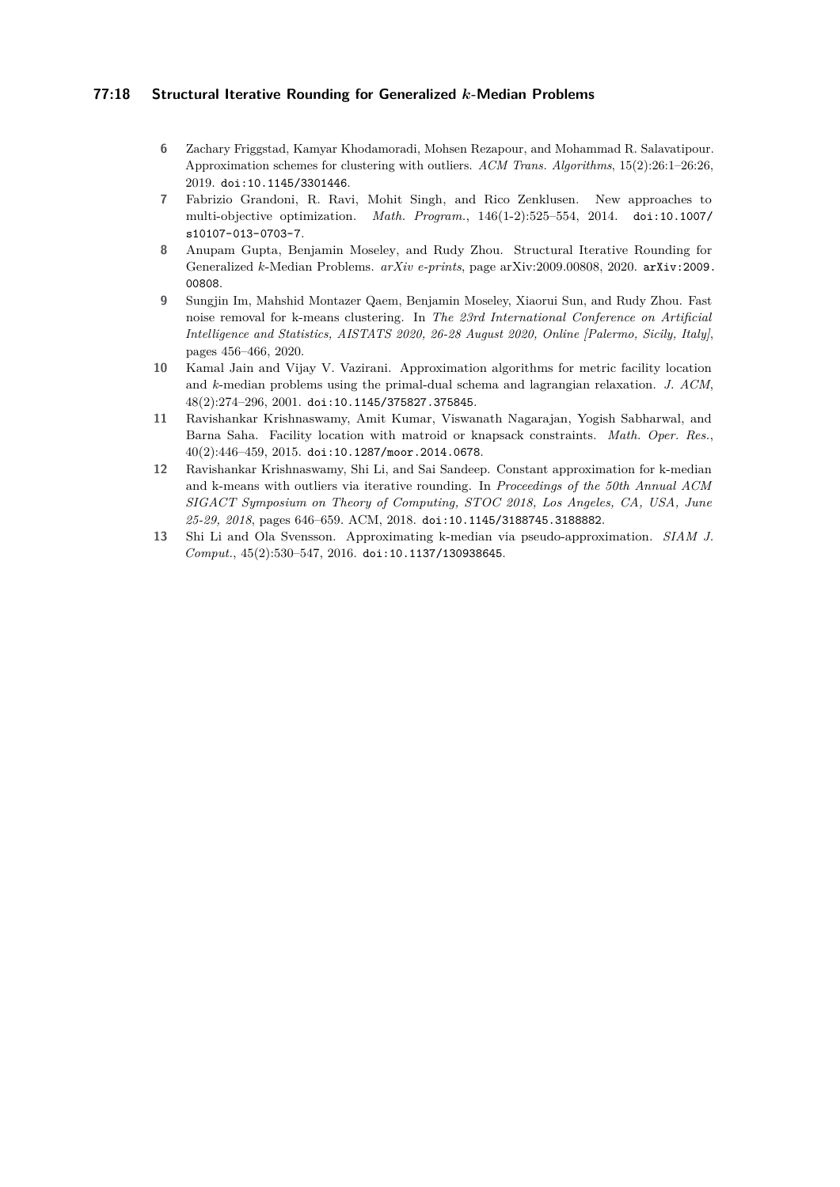6 Zachary Friggstad, Kamyar Khodamoradi, Mohsen Rezapour, and Mohammad R. Salavatipour. Approximation schemes for clustering with outliers. *ACM Trans. Algorithms*, 15(2):26:1–26:26, 2019. doi:10.1145/3301446.

7 Fabrizio Grandoni, R. Ravi, Mohit Singh, and Rico Zenklusen. New approaches to multi-objective optimization. *Math. Program.*, 146(1-2):525–554, 2014. doi:10.1007/s10107-013-0703-7.

8 Anupam Gupta, Benjamin Moseley, and Rudy Zhou. Structural Iterative Rounding for Generalized $k$-Median Problems. *arXiv e-prints*, page arXiv:2009.00808, 2020. arXiv:2009.00808.

9 Sungjin Im, Mahshid Montazer Qaem, Benjamin Moseley, Xiaorui Sun, and Rudy Zhou. Fast noise removal for k-means clustering. In *The 23rd International Conference on Artificial Intelligence and Statistics, AISTATS 2020, 26-28 August 2020, Online [Palermo, Sicily, Italy]*, pages 456–466, 2020.

10 Kamal Jain and Vijay V. Vazirani. Approximation algorithms for metric facility location and $k$-median problems using the primal-dual schema and lagrangian relaxation. *J. ACM*, 48(2):274–296, 2001. doi:10.1145/375827.375845.

11 Ravishankar Krishnaswamy, Amit Kumar, Viswanath Nagarajan, Yogish Sabharwal, and Barna Saha. Facility location with matroid or knapsack constraints. *Math. Oper. Res.*, 40(2):446–459, 2015. doi:10.1287/moor.2014.0678.

12 Ravishankar Krishnaswamy, Shi Li, and Sai Sandeep. Constant approximation for k-median and k-means with outliers via iterative rounding. In *Proceedings of the 50th Annual ACM SIGACT Symposium on Theory of Computing, STOC 2018, Los Angeles, CA, USA, June 25-29, 2018*, pages 646–659. ACM, 2018. doi:10.1145/3188745.3188882.

13 Shi Li and Ola Svensson. Approximating k-median via pseudo-approximation. *SIAM J. Comput.*, 45(2):530–547, 2016. doi:10.1137/130938645.